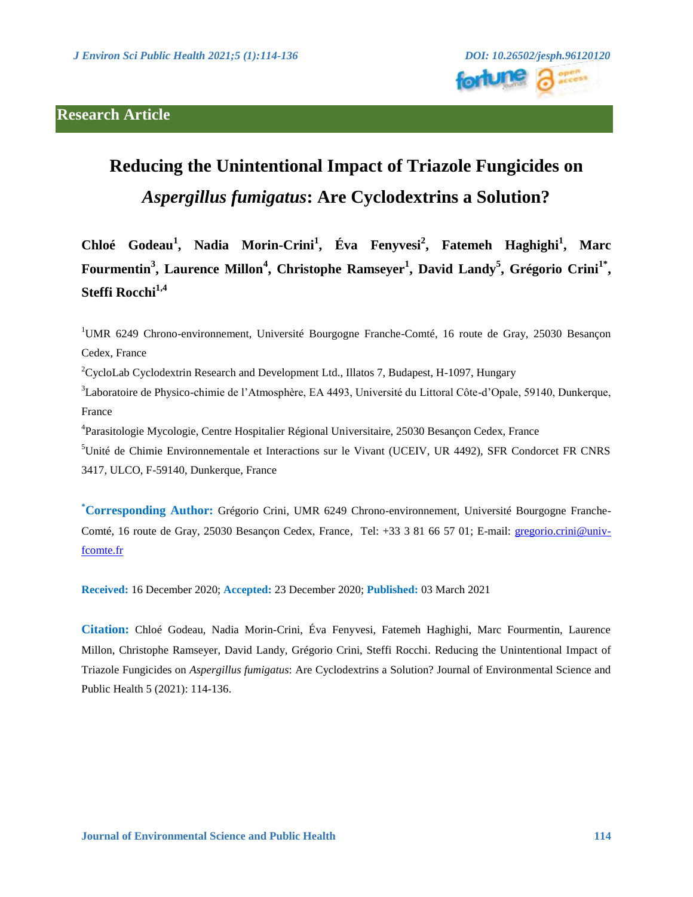Research Article

# Reducing the Unintentional Impact of Triazole Fungicides on *Aspergillus fumigatus*: Are Cyclodextrins a Solution?

**Chloé Godeau[1], Nadia Morin-Crini[1], Éva Fenyvesi[2], Fatemeh Haghighi[1], Marc Fourmentin[3], Laurence Millon[4], Christophe Ramseyer[1], David Landy[5], Grégorio Crini[1*], Steffi Rocchi[1,4]**

[1]UMR 6249 Chrono-environnement, Université Bourgogne Franche-Comté, 16 route de Gray, 25030 Besançon Cedex, France

[2]CycloLab Cyclodextrin Research and Development Ltd., Illatos 7, Budapest, H-1097, Hungary

[3]Laboratoire de Physico-chimie de l'Atmosphère, EA 4493, Université du Littoral Côte-d'Opale, 59140, Dunkerque, France

[4]Parasitologie Mycologie, Centre Hospitalier Régional Universitaire, 25030 Besançon Cedex, France

[5]Unité de Chimie Environnementale et Interactions sur le Vivant (UCEIV, UR 4492), SFR Condorcet FR CNRS 3417, ULCO, F-59140, Dunkerque, France

**[*]Corresponding Author:** Grégorio Crini, UMR 6249 Chrono-environnement, Université Bourgogne Franche-Comté, 16 route de Gray, 25030 Besançon Cedex, France, Tel: +33 3 81 66 57 01; E-mail: gregorio.crini@univ-fcomte.fr

**Received:** 16 December 2020; **Accepted:** 23 December 2020; **Published:** 03 March 2021

**Citation:** Chloé Godeau, Nadia Morin-Crini, Éva Fenyvesi, Fatemeh Haghighi, Marc Fourmentin, Laurence Millon, Christophe Ramseyer, David Landy, Grégorio Crini, Steffi Rocchi. Reducing the Unintentional Impact of Triazole Fungicides on *Aspergillus fumigatus*: Are Cyclodextrins a Solution? Journal of Environmental Science and Public Health 5 (2021): 114-136.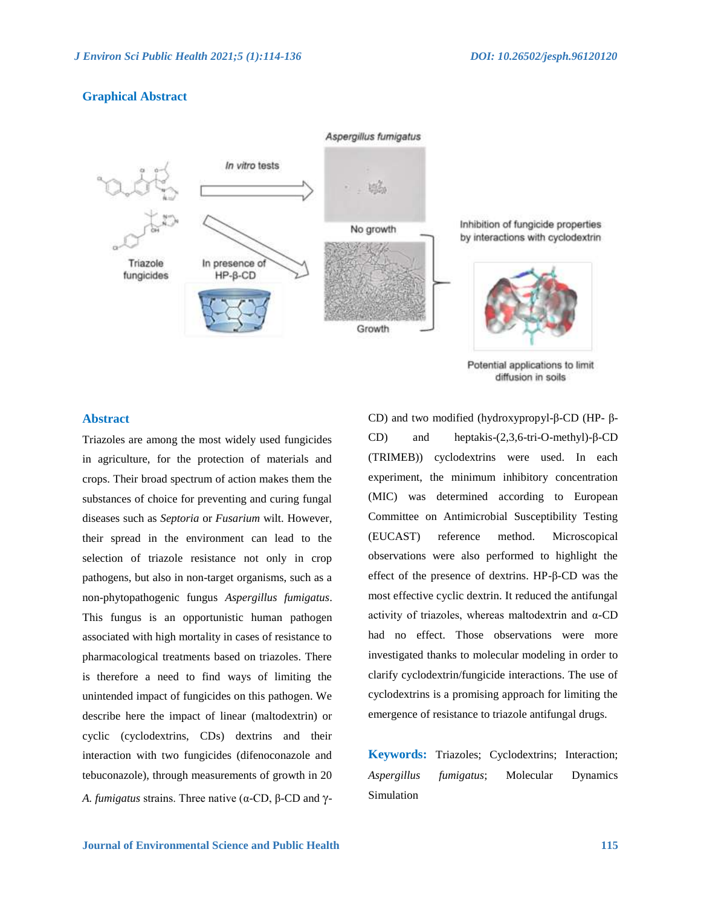## Graphical Abstract

## Abstract

Triazoles are among the most widely used fungicides in agriculture, for the protection of materials and crops. Their broad spectrum of action makes them the substances of choice for preventing and curing fungal diseases such as *Septoria* or *Fusarium* wilt. However, their spread in the environment can lead to the selection of triazole resistance not only in crop pathogens, but also in non-target organisms, such as a non-phytopathogenic fungus *Aspergillus fumigatus*. This fungus is an opportunistic human pathogen associated with high mortality in cases of resistance to pharmacological treatments based on triazoles. There is therefore a need to find ways of limiting the unintended impact of fungicides on this pathogen. We describe here the impact of linear (maltodextrin) or cyclic (cyclodextrins, CDs) dextrins and their interaction with two fungicides (difenoconazole and tebuconazole), through measurements of growth in 20 *A. fumigatus* strains. Three native (α-CD, β-CD and γ-CD) and two modified (hydroxypropyl-β-CD (HP- β-CD) and heptakis-(2,3,6-tri-O-methyl)-β-CD (TRIMEB)) cyclodextrins were used. In each experiment, the minimum inhibitory concentration (MIC) was determined according to European Committee on Antimicrobial Susceptibility Testing (EUCAST) reference method. Microscopical observations were also performed to highlight the effect of the presence of dextrins. HP-β-CD was the most effective cyclic dextrin. It reduced the antifungal activity of triazoles, whereas maltodextrin and α-CD had no effect. Those observations were more investigated thanks to molecular modeling in order to clarify cyclodextrin/fungicide interactions. The use of cyclodextrins is a promising approach for limiting the emergence of resistance to triazole antifungal drugs.

**Keywords:** Triazoles; Cyclodextrins; Interaction; *Aspergillus fumigatus*; Molecular Dynamics Simulation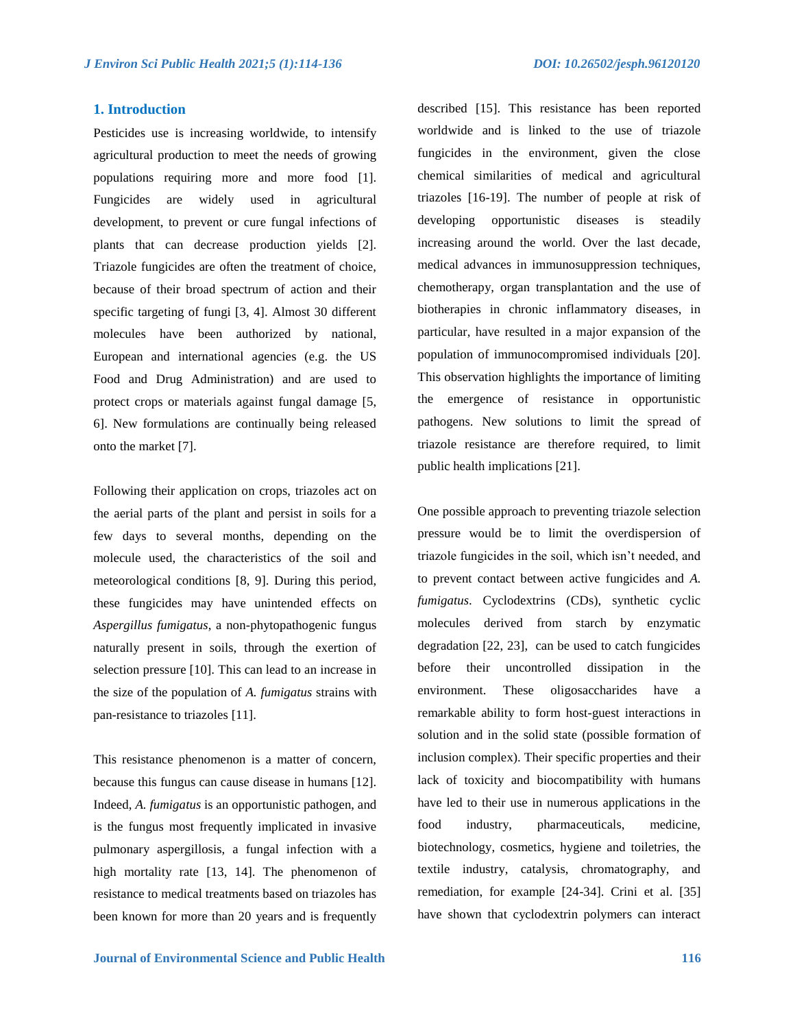## 1. Introduction

Pesticides use is increasing worldwide, to intensify agricultural production to meet the needs of growing populations requiring more and more food [1]. Fungicides are widely used in agricultural development, to prevent or cure fungal infections of plants that can decrease production yields [2]. Triazole fungicides are often the treatment of choice, because of their broad spectrum of action and their specific targeting of fungi [3, 4]. Almost 30 different molecules have been authorized by national, European and international agencies (e.g. the US Food and Drug Administration) and are used to protect crops or materials against fungal damage [5, 6]. New formulations are continually being released onto the market [7].

Following their application on crops, triazoles act on the aerial parts of the plant and persist in soils for a few days to several months, depending on the molecule used, the characteristics of the soil and meteorological conditions [8, 9]. During this period, these fungicides may have unintended effects on *Aspergillus fumigatus*, a non-phytopathogenic fungus naturally present in soils, through the exertion of selection pressure [10]. This can lead to an increase in the size of the population of *A. fumigatus* strains with pan-resistance to triazoles [11].

This resistance phenomenon is a matter of concern, because this fungus can cause disease in humans [12]. Indeed, *A. fumigatus* is an opportunistic pathogen, and is the fungus most frequently implicated in invasive pulmonary aspergillosis, a fungal infection with a high mortality rate [13, 14]. The phenomenon of resistance to medical treatments based on triazoles has been known for more than 20 years and is frequently described [15]. This resistance has been reported worldwide and is linked to the use of triazole fungicides in the environment, given the close chemical similarities of medical and agricultural triazoles [16-19]. The number of people at risk of developing opportunistic diseases is steadily increasing around the world. Over the last decade, medical advances in immunosuppression techniques, chemotherapy, organ transplantation and the use of biotherapies in chronic inflammatory diseases, in particular, have resulted in a major expansion of the population of immunocompromised individuals [20]. This observation highlights the importance of limiting the emergence of resistance in opportunistic pathogens. New solutions to limit the spread of triazole resistance are therefore required, to limit public health implications [21].

One possible approach to preventing triazole selection pressure would be to limit the overdispersion of triazole fungicides in the soil, which isn't needed, and to prevent contact between active fungicides and *A. fumigatus*. Cyclodextrins (CDs), synthetic cyclic molecules derived from starch by enzymatic degradation [22, 23], can be used to catch fungicides before their uncontrolled dissipation in the environment. These oligosaccharides have a remarkable ability to form host-guest interactions in solution and in the solid state (possible formation of inclusion complex). Their specific properties and their lack of toxicity and biocompatibility with humans have led to their use in numerous applications in the food industry, pharmaceuticals, medicine, biotechnology, cosmetics, hygiene and toiletries, the textile industry, catalysis, chromatography, and remediation, for example [24-34]. Crini et al. [35] have shown that cyclodextrin polymers can interact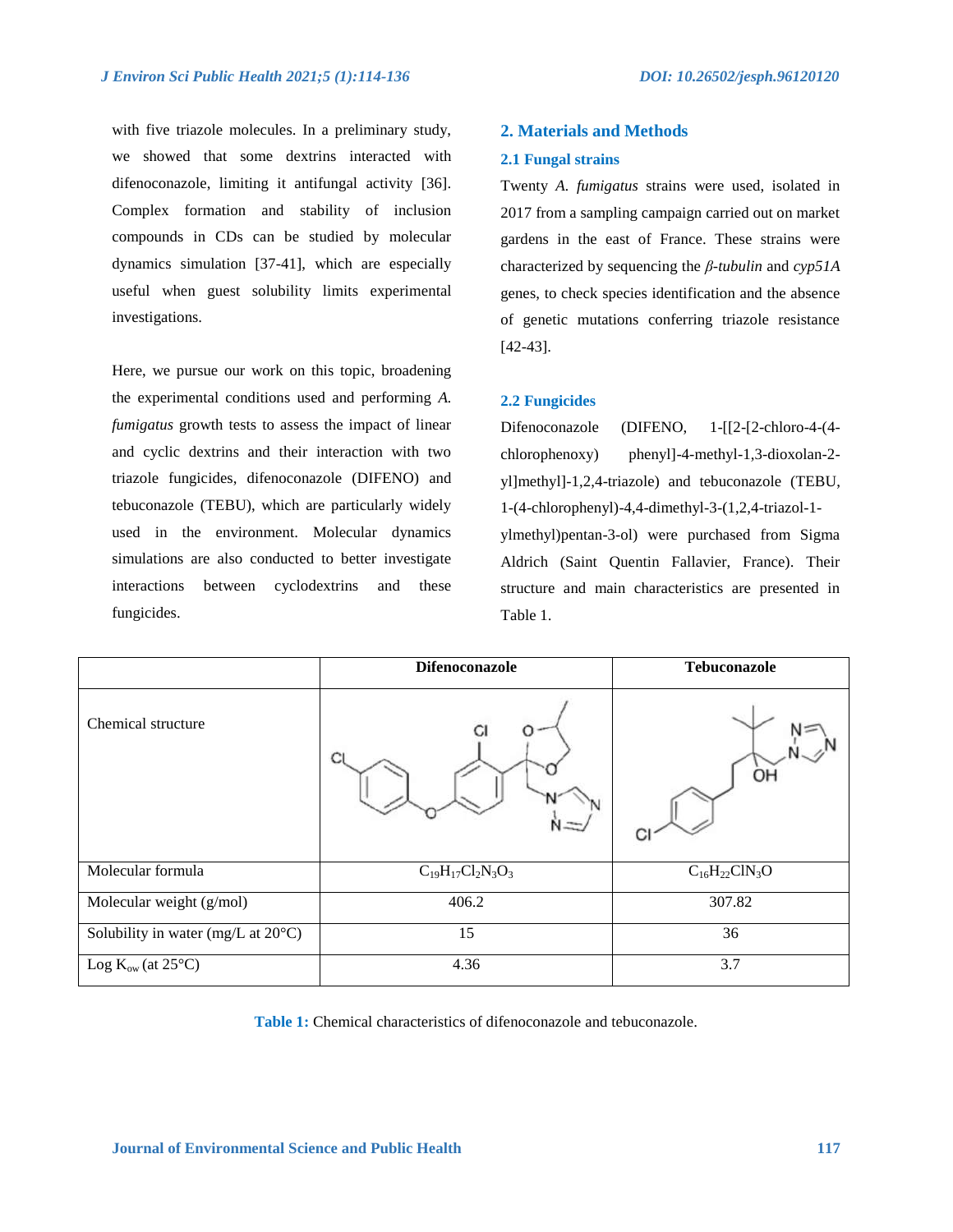with five triazole molecules. In a preliminary study, we showed that some dextrins interacted with difenoconazole, limiting it antifungal activity [36]. Complex formation and stability of inclusion compounds in CDs can be studied by molecular dynamics simulation [37-41], which are especially useful when guest solubility limits experimental investigations.

Here, we pursue our work on this topic, broadening the experimental conditions used and performing *A. fumigatus* growth tests to assess the impact of linear and cyclic dextrins and their interaction with two triazole fungicides, difenoconazole (DIFENO) and tebuconazole (TEBU), which are particularly widely used in the environment. Molecular dynamics simulations are also conducted to better investigate interactions between cyclodextrins and these fungicides.

## 2. Materials and Methods

### 2.1 Fungal strains

Twenty *A. fumigatus* strains were used, isolated in 2017 from a sampling campaign carried out on market gardens in the east of France. These strains were characterized by sequencing the *β-tubulin* and *cyp51A* genes, to check species identification and the absence of genetic mutations conferring triazole resistance [42-43].

### 2.2 Fungicides

Difenoconazole (DIFENO, 1-[[2-[2-chloro-4-(4-chlorophenoxy) phenyl]-4-methyl-1,3-dioxolan-2-yl]methyl]-1,2,4-triazole) and tebuconazole (TEBU, 1-(4-chlorophenyl)-4,4-dimethyl-3-(1,2,4-triazol-1-ylmethyl)pentan-3-ol) were purchased from Sigma Aldrich (Saint Quentin Fallavier, France). Their structure and main characteristics are presented in Table 1.

| | Difenoconazole | Tebuconazole |
|---|---|---|
| Chemical structure | | |
| Molecular formula | $C_{19}H_{17}Cl_2N_3O_3$ | $C_{16}H_{22}ClN_3O$ |
| Molecular weight (g/mol) | 406.2 | 307.82 |
| Solubility in water (mg/L at 20°C) | 15 | 36 |
| Log $K_{ow}$ (at 25°C) | 4.36 | 3.7 |

**Table 1:** Chemical characteristics of difenoconazole and tebuconazole.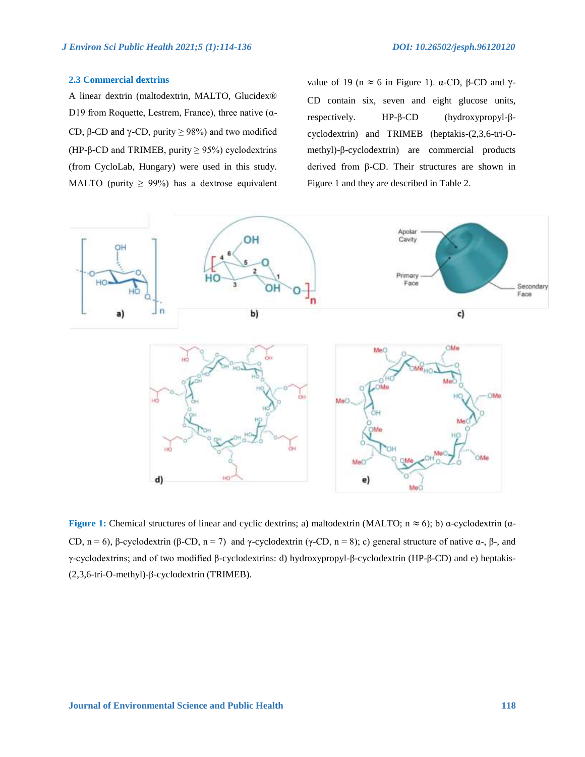### 2.3 Commercial dextrins

A linear dextrin (maltodextrin, MALTO, Glucidex® D19 from Roquette, Lestrem, France), three native (α-CD, β-CD and γ-CD, purity ≥ 98%) and two modified (HP-β-CD and TRIMEB, purity ≥ 95%) cyclodextrins (from CycloLab, Hungary) were used in this study. MALTO (purity ≥ 99%) has a dextrose equivalent value of 19 (n ≈ 6 in Figure 1). α-CD, β-CD and γ-CD contain six, seven and eight glucose units, respectively. HP-β-CD (hydroxypropyl-β-cyclodextrin) and TRIMEB (heptakis-(2,3,6-tri-O-methyl)-β-cyclodextrin) are commercial products derived from β-CD. Their structures are shown in Figure 1 and they are described in Table 2.

**Figure 1:** Chemical structures of linear and cyclic dextrins; a) maltodextrin (MALTO; n ≈ 6); b) α-cyclodextrin (α-CD, n = 6), β-cyclodextrin (β-CD, n = 7) and γ-cyclodextrin (γ-CD, n = 8); c) general structure of native α-, β-, and γ-cyclodextrins; and of two modified β-cyclodextrins: d) hydroxypropyl-β-cyclodextrin (HP-β-CD) and e) heptakis-(2,3,6-tri-O-methyl)-β-cyclodextrin (TRIMEB).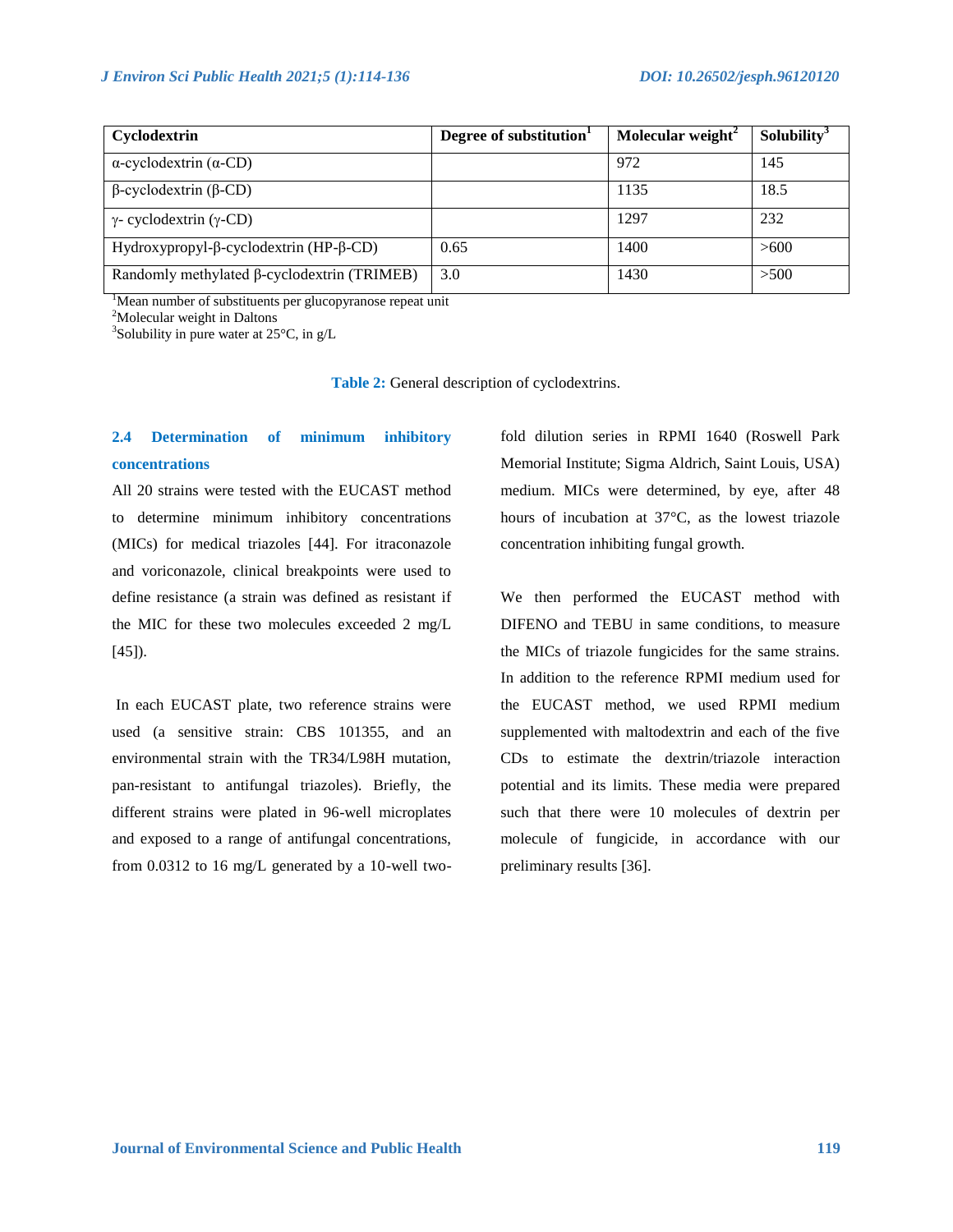| Cyclodextrin | Degree of substitution[1] | Molecular weight[2] | Solubility[3] |
|---|---|---|---|
| α-cyclodextrin (α-CD) | | 972 | 145 |
| β-cyclodextrin (β-CD) | | 1135 | 18.5 |
| γ- cyclodextrin (γ-CD) | | 1297 | 232 |
| Hydroxypropyl-β-cyclodextrin (HP-β-CD) | 0.65 | 1400 | >600 |
| Randomly methylated β-cyclodextrin (TRIMEB) | 3.0 | 1430 | >500 |

[1]Mean number of substituents per glucopyranose repeat unit
[2]Molecular weight in Daltons
[3]Solubility in pure water at 25°C, in g/L

**Table 2:** General description of cyclodextrins.

### 2.4 Determination of minimum inhibitory concentrations

All 20 strains were tested with the EUCAST method to determine minimum inhibitory concentrations (MICs) for medical triazoles [44]. For itraconazole and voriconazole, clinical breakpoints were used to define resistance (a strain was defined as resistant if the MIC for these two molecules exceeded 2 mg/L [45]).

In each EUCAST plate, two reference strains were used (a sensitive strain: CBS 101355, and an environmental strain with the TR34/L98H mutation, pan-resistant to antifungal triazoles). Briefly, the different strains were plated in 96-well microplates and exposed to a range of antifungal concentrations, from 0.0312 to 16 mg/L generated by a 10-well two-fold dilution series in RPMI 1640 (Roswell Park Memorial Institute; Sigma Aldrich, Saint Louis, USA) medium. MICs were determined, by eye, after 48 hours of incubation at 37°C, as the lowest triazole concentration inhibiting fungal growth.

We then performed the EUCAST method with DIFENO and TEBU in same conditions, to measure the MICs of triazole fungicides for the same strains. In addition to the reference RPMI medium used for the EUCAST method, we used RPMI medium supplemented with maltodextrin and each of the five CDs to estimate the dextrin/triazole interaction potential and its limits. These media were prepared such that there were 10 molecules of dextrin per molecule of fungicide, in accordance with our preliminary results [36].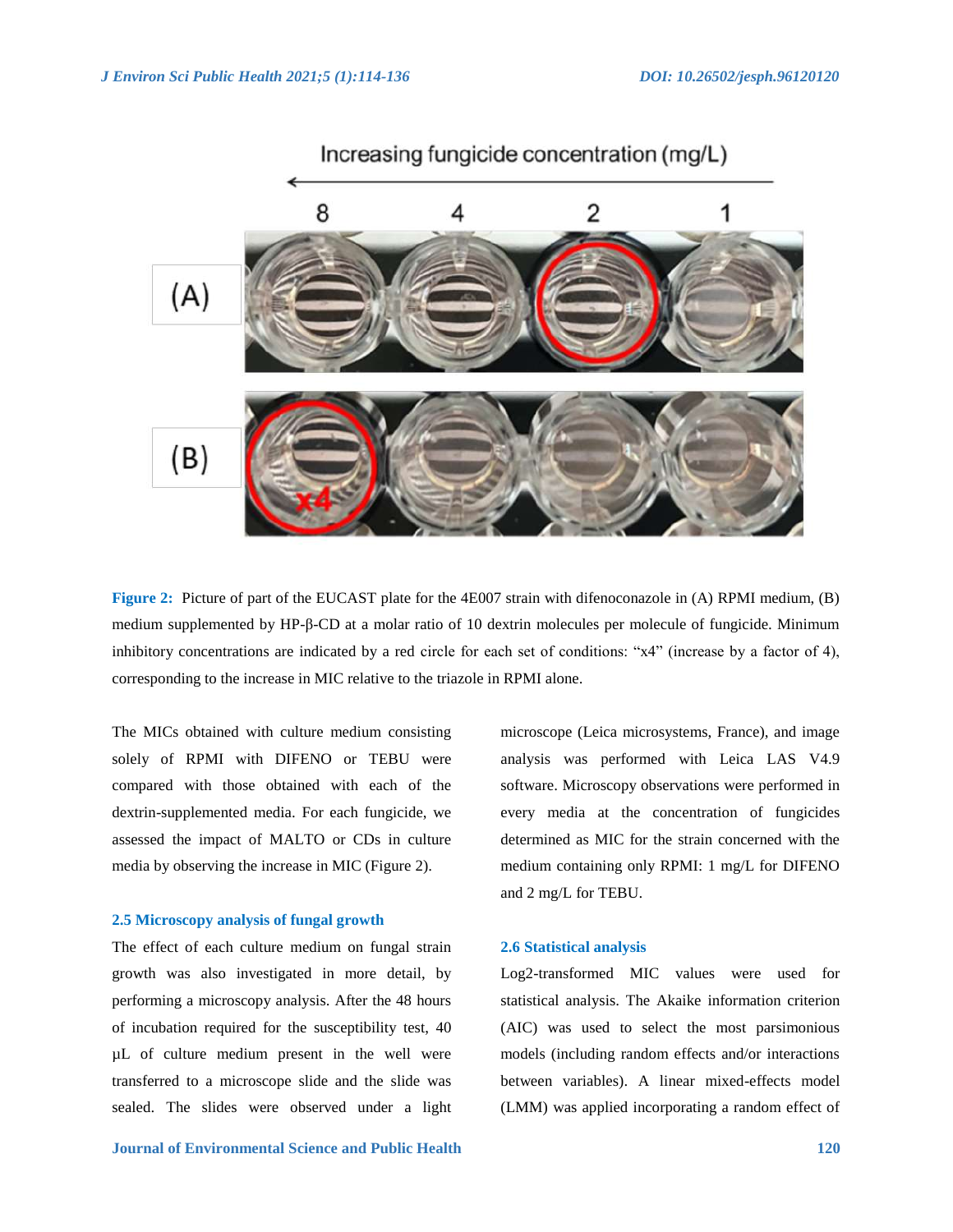**Figure 2:** Picture of part of the EUCAST plate for the 4E007 strain with difenoconazole in (A) RPMI medium, (B) medium supplemented by HP-β-CD at a molar ratio of 10 dextrin molecules per molecule of fungicide. Minimum inhibitory concentrations are indicated by a red circle for each set of conditions: "x4" (increase by a factor of 4), corresponding to the increase in MIC relative to the triazole in RPMI alone.

The MICs obtained with culture medium consisting solely of RPMI with DIFENO or TEBU were compared with those obtained with each of the dextrin-supplemented media. For each fungicide, we assessed the impact of MALTO or CDs in culture media by observing the increase in MIC (Figure 2).

### 2.5 Microscopy analysis of fungal growth

The effect of each culture medium on fungal strain growth was also investigated in more detail, by performing a microscopy analysis. After the 48 hours of incubation required for the susceptibility test, 40 μL of culture medium present in the well were transferred to a microscope slide and the slide was sealed. The slides were observed under a light microscope (Leica microsystems, France), and image analysis was performed with Leica LAS V4.9 software. Microscopy observations were performed in every media at the concentration of fungicides determined as MIC for the strain concerned with the medium containing only RPMI: 1 mg/L for DIFENO and 2 mg/L for TEBU.

### 2.6 Statistical analysis

Log2-transformed MIC values were used for statistical analysis. The Akaike information criterion (AIC) was used to select the most parsimonious models (including random effects and/or interactions between variables). A linear mixed-effects model (LMM) was applied incorporating a random effect of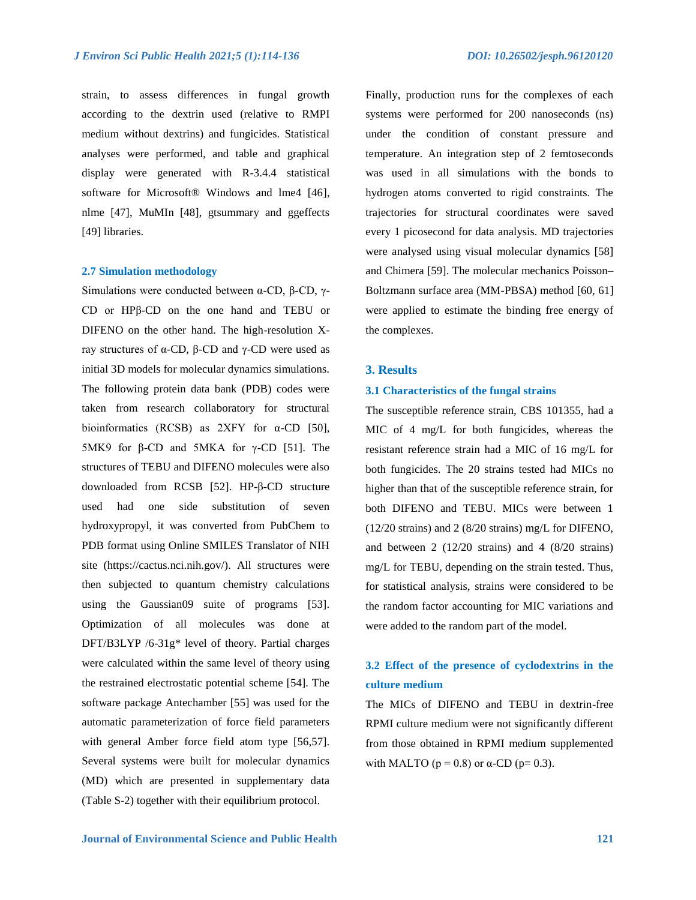strain, to assess differences in fungal growth according to the dextrin used (relative to RMPI medium without dextrins) and fungicides. Statistical analyses were performed, and table and graphical display were generated with R-3.4.4 statistical software for Microsoft® Windows and lme4 [46], nlme [47], MuMIn [48], gtsummary and ggeffects [49] libraries.

### 2.7 Simulation methodology

Simulations were conducted between α-CD, β-CD, γ-CD or HPβ-CD on the one hand and TEBU or DIFENO on the other hand. The high-resolution X-ray structures of α-CD, β-CD and γ-CD were used as initial 3D models for molecular dynamics simulations. The following protein data bank (PDB) codes were taken from research collaboratory for structural bioinformatics (RCSB) as 2XFY for α-CD [50], 5MK9 for β-CD and 5MKA for γ-CD [51]. The structures of TEBU and DIFENO molecules were also downloaded from RCSB [52]. HP-β-CD structure used had one side substitution of seven hydroxypropyl, it was converted from PubChem to PDB format using Online SMILES Translator of NIH site (https://cactus.nci.nih.gov/). All structures were then subjected to quantum chemistry calculations using the Gaussian09 suite of programs [53]. Optimization of all molecules was done at DFT/B3LYP /6-31g* level of theory. Partial charges were calculated within the same level of theory using the restrained electrostatic potential scheme [54]. The software package Antechamber [55] was used for the automatic parameterization of force field parameters with general Amber force field atom type [56,57]. Several systems were built for molecular dynamics (MD) which are presented in supplementary data (Table S-2) together with their equilibrium protocol. Finally, production runs for the complexes of each systems were performed for 200 nanoseconds (ns) under the condition of constant pressure and temperature. An integration step of 2 femtoseconds was used in all simulations with the bonds to hydrogen atoms converted to rigid constraints. The trajectories for structural coordinates were saved every 1 picosecond for data analysis. MD trajectories were analysed using visual molecular dynamics [58] and Chimera [59]. The molecular mechanics Poisson–Boltzmann surface area (MM-PBSA) method [60, 61] were applied to estimate the binding free energy of the complexes.

## 3. Results

### 3.1 Characteristics of the fungal strains

The susceptible reference strain, CBS 101355, had a MIC of 4 mg/L for both fungicides, whereas the resistant reference strain had a MIC of 16 mg/L for both fungicides. The 20 strains tested had MICs no higher than that of the susceptible reference strain, for both DIFENO and TEBU. MICs were between 1 (12/20 strains) and 2 (8/20 strains) mg/L for DIFENO, and between 2 (12/20 strains) and 4 (8/20 strains) mg/L for TEBU, depending on the strain tested. Thus, for statistical analysis, strains were considered to be the random factor accounting for MIC variations and were added to the random part of the model.

### 3.2 Effect of the presence of cyclodextrins in the culture medium

The MICs of DIFENO and TEBU in dextrin-free RPMI culture medium were not significantly different from those obtained in RPMI medium supplemented with MALTO ($p = 0.8$) or α-CD ($p = 0.3$).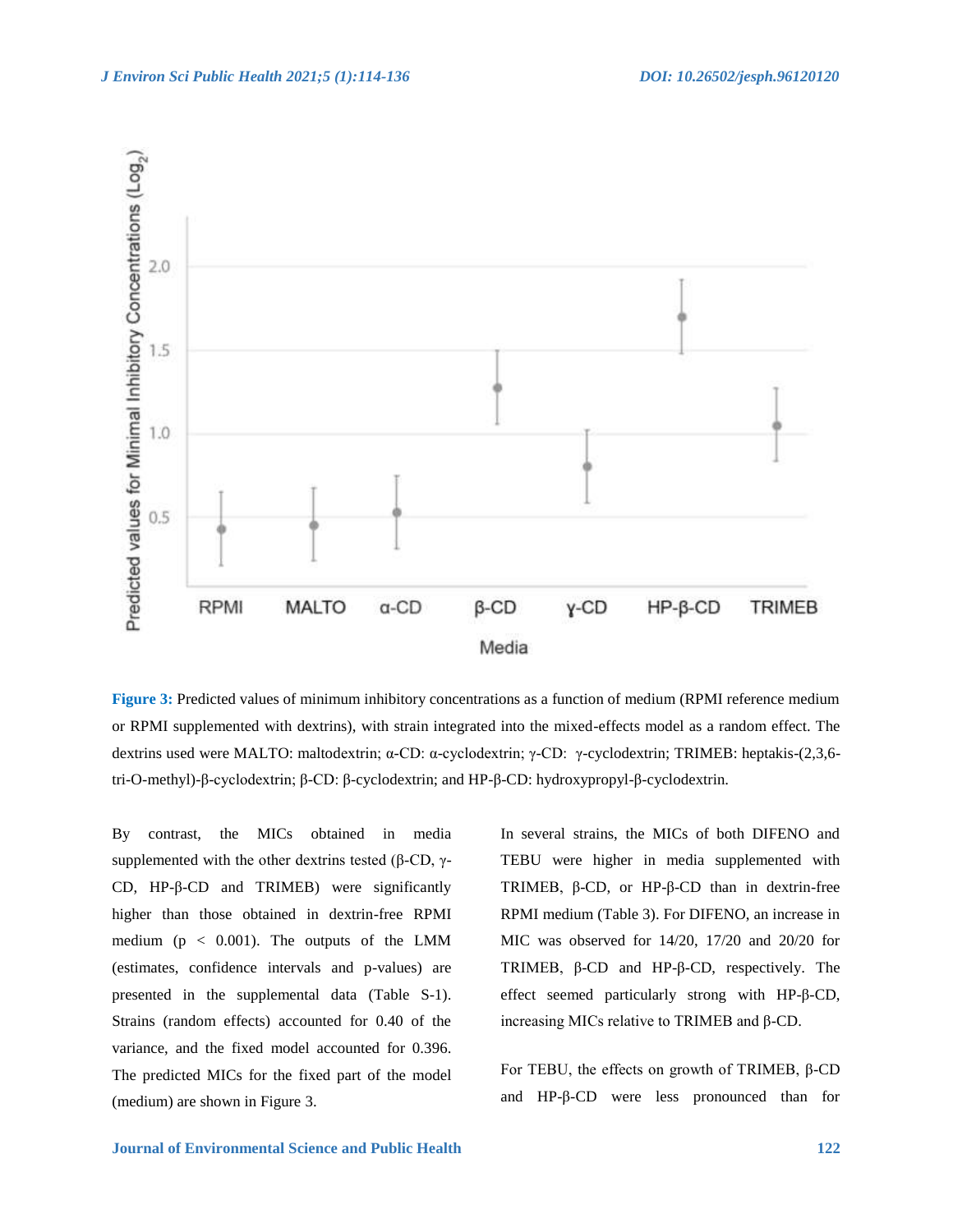**Figure 3:** Predicted values of minimum inhibitory concentrations as a function of medium (RPMI reference medium or RPMI supplemented with dextrins), with strain integrated into the mixed-effects model as a random effect. The dextrins used were MALTO: maltodextrin; α-CD: α-cyclodextrin; γ-CD: γ-cyclodextrin; TRIMEB: heptakis-(2,3,6-tri-O-methyl)-β-cyclodextrin; β-CD: β-cyclodextrin; and HP-β-CD: hydroxypropyl-β-cyclodextrin.

By contrast, the MICs obtained in media supplemented with the other dextrins tested (β-CD, γ-CD, HP-β-CD and TRIMEB) were significantly higher than those obtained in dextrin-free RPMI medium ($p < 0.001$). The outputs of the LMM (estimates, confidence intervals and p-values) are presented in the supplemental data (Table S-1). Strains (random effects) accounted for 0.40 of the variance, and the fixed model accounted for 0.396. The predicted MICs for the fixed part of the model (medium) are shown in Figure 3.

In several strains, the MICs of both DIFENO and TEBU were higher in media supplemented with TRIMEB, β-CD, or HP-β-CD than in dextrin-free RPMI medium (Table 3). For DIFENO, an increase in MIC was observed for 14/20, 17/20 and 20/20 for TRIMEB, β-CD and HP-β-CD, respectively. The effect seemed particularly strong with HP-β-CD, increasing MICs relative to TRIMEB and β-CD.

For TEBU, the effects on growth of TRIMEB, β-CD and HP-β-CD were less pronounced than for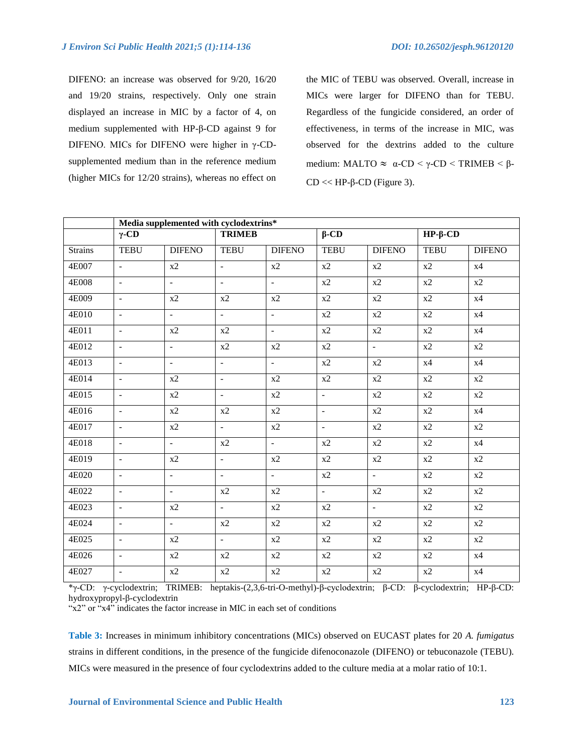DIFENO: an increase was observed for 9/20, 16/20 and 19/20 strains, respectively. Only one strain displayed an increase in MIC by a factor of 4, on medium supplemented with HP-β-CD against 9 for DIFENO. MICs for DIFENO were higher in γ-CD-supplemented medium than in the reference medium (higher MICs for 12/20 strains), whereas no effect on the MIC of TEBU was observed. Overall, increase in MICs were larger for DIFENO than for TEBU. Regardless of the fungicide considered, an order of effectiveness, in terms of the increase in MIC, was observed for the dextrins added to the culture medium: MALTO ≈ α-CD < γ-CD < TRIMEB < β-CD << HP-β-CD (Figure 3).

| | **Media supplemented with cyclodextrins*** | | | | | | | |
|---|---|---|---|---|---|---|---|---|
| | **γ-CD** | | **TRIMEB** | | **β-CD** | | **HP-β-CD** | |
| Strains | TEBU | DIFENO | TEBU | DIFENO | TEBU | DIFENO | TEBU | DIFENO |
| 4E007 | - | x2 | - | x2 | x2 | x2 | x2 | x4 |
| 4E008 | - | - | - | - | x2 | x2 | x2 | x2 |
| 4E009 | - | x2 | x2 | x2 | x2 | x2 | x2 | x4 |
| 4E010 | - | - | - | - | x2 | x2 | x2 | x4 |
| 4E011 | - | x2 | x2 | - | x2 | x2 | x2 | x4 |
| 4E012 | - | - | x2 | x2 | x2 | - | x2 | x2 |
| 4E013 | - | - | - | - | x2 | x2 | x4 | x4 |
| 4E014 | - | x2 | - | x2 | x2 | x2 | x2 | x2 |
| 4E015 | - | x2 | - | x2 | - | x2 | x2 | x2 |
| 4E016 | - | x2 | x2 | x2 | - | x2 | x2 | x4 |
| 4E017 | - | x2 | - | x2 | - | x2 | x2 | x2 |
| 4E018 | - | - | x2 | - | x2 | x2 | x2 | x4 |
| 4E019 | - | x2 | - | x2 | x2 | x2 | x2 | x2 |
| 4E020 | - | - | - | - | x2 | - | x2 | x2 |
| 4E022 | - | - | x2 | x2 | - | x2 | x2 | x2 |
| 4E023 | - | x2 | - | x2 | x2 | - | x2 | x2 |
| 4E024 | - | - | x2 | x2 | x2 | x2 | x2 | x2 |
| 4E025 | - | x2 | - | x2 | x2 | x2 | x2 | x2 |
| 4E026 | - | x2 | x2 | x2 | x2 | x2 | x2 | x4 |
| 4E027 | - | x2 | x2 | x2 | x2 | x2 | x2 | x4 |

*γ-CD: γ-cyclodextrin; TRIMEB: heptakis-(2,3,6-tri-O-methyl)-β-cyclodextrin; β-CD: β-cyclodextrin; HP-β-CD: hydroxypropyl-β-cyclodextrin
"x2" or "x4" indicates the factor increase in MIC in each set of conditions

**Table 3:** Increases in minimum inhibitory concentrations (MICs) observed on EUCAST plates for 20 *A. fumigatus* strains in different conditions, in the presence of the fungicide difenoconazole (DIFENO) or tebuconazole (TEBU). MICs were measured in the presence of four cyclodextrins added to the culture media at a molar ratio of 10:1.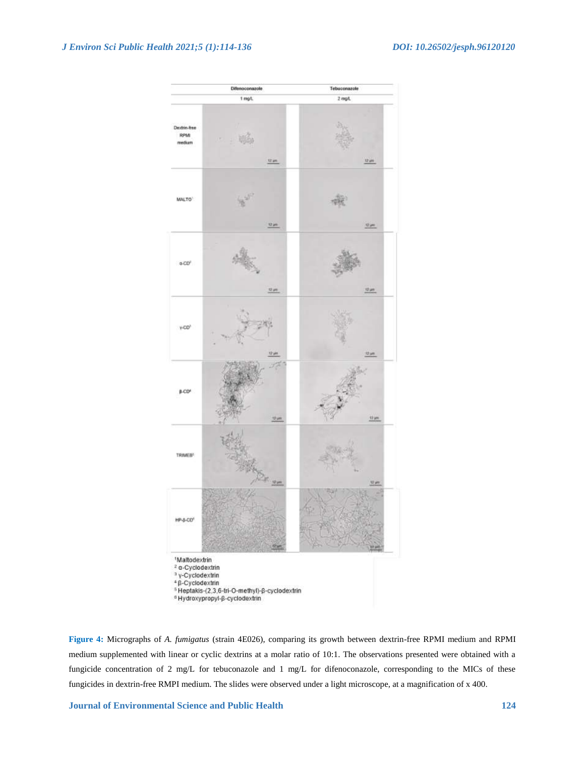| | Difenoconazole | Tebuconazole |
|---|---|---|
| | 1 mg/L | 2 mg/L |
| Dextrin-free RPMI medium | | |
| MALTO[1] | | |
| α-CD[2] | | |
| γ-CD[3] | | |
| β-CD[4] | | |
| TRIMEB[5] | | |
| HP-β-CD[6] | | |

[1]Maltodextrin
[2] α-Cyclodextrin
[3] γ-Cyclodextrin
[4] β-Cyclodextrin
[5] Heptakis-(2,3,6-tri-O-methyl)-β-cyclodextrin
[6] Hydroxypropyl-β-cyclodextrin

**Figure 4:** Micrographs of *A. fumigatus* (strain 4E026), comparing its growth between dextrin-free RPMI medium and RPMI medium supplemented with linear or cyclic dextrins at a molar ratio of 10:1. The observations presented were obtained with a fungicide concentration of 2 mg/L for tebuconazole and 1 mg/L for difenoconazole, corresponding to the MICs of these fungicides in dextrin-free RMPI medium. The slides were observed under a light microscope, at a magnification of x 400.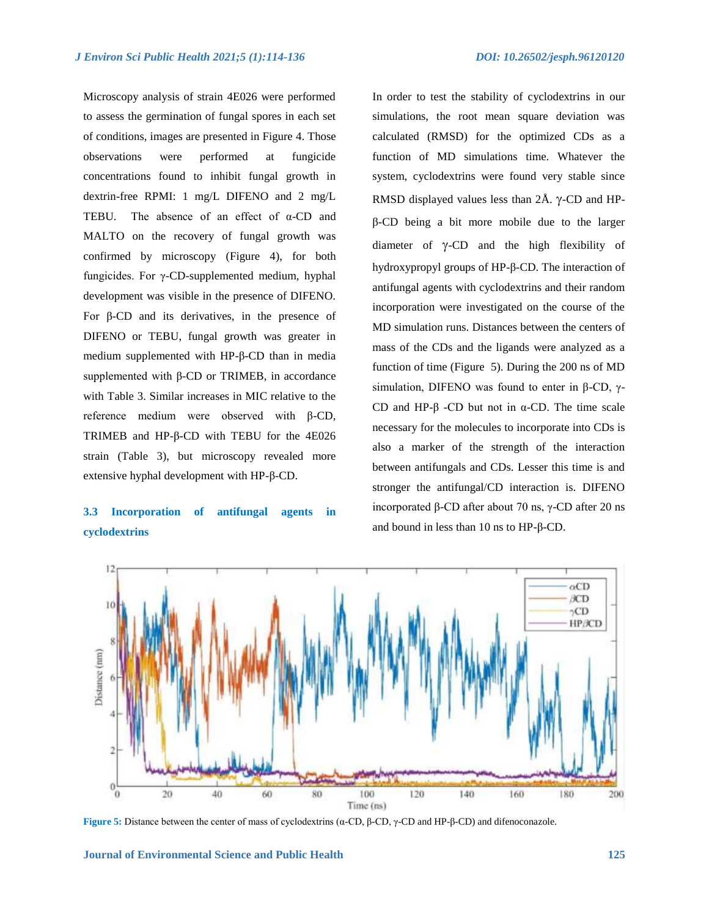Microscopy analysis of strain 4E026 were performed to assess the germination of fungal spores in each set of conditions, images are presented in Figure 4. Those observations were performed at fungicide concentrations found to inhibit fungal growth in dextrin-free RPMI: 1 mg/L DIFENO and 2 mg/L TEBU. The absence of an effect of α-CD and MALTO on the recovery of fungal growth was confirmed by microscopy (Figure 4), for both fungicides. For γ-CD-supplemented medium, hyphal development was visible in the presence of DIFENO. For β-CD and its derivatives, in the presence of DIFENO or TEBU, fungal growth was greater in medium supplemented with HP-β-CD than in media supplemented with β-CD or TRIMEB, in accordance with Table 3. Similar increases in MIC relative to the reference medium were observed with β-CD, TRIMEB and HP-β-CD with TEBU for the 4E026 strain (Table 3), but microscopy revealed more extensive hyphal development with HP-β-CD.

### 3.3 Incorporation of antifungal agents in cyclodextrins

In order to test the stability of cyclodextrins in our simulations, the root mean square deviation was calculated (RMSD) for the optimized CDs as a function of MD simulations time. Whatever the system, cyclodextrins were found very stable since RMSD displayed values less than 2Å. γ-CD and HP-β-CD being a bit more mobile due to the larger diameter of γ-CD and the high flexibility of hydroxypropyl groups of HP-β-CD. The interaction of antifungal agents with cyclodextrins and their random incorporation were investigated on the course of the MD simulation runs. Distances between the centers of mass of the CDs and the ligands were analyzed as a function of time (Figure 5). During the 200 ns of MD simulation, DIFENO was found to enter in β-CD, γ-CD and HP-β -CD but not in α-CD. The time scale necessary for the molecules to incorporate into CDs is also a marker of the strength of the interaction between antifungals and CDs. Lesser this time is and stronger the antifungal/CD interaction is. DIFENO incorporated β-CD after about 70 ns, γ-CD after 20 ns and bound in less than 10 ns to HP-β-CD.

**Figure 5:** Distance between the center of mass of cyclodextrins (α-CD, β-CD, γ-CD and HP-β-CD) and difenoconazole.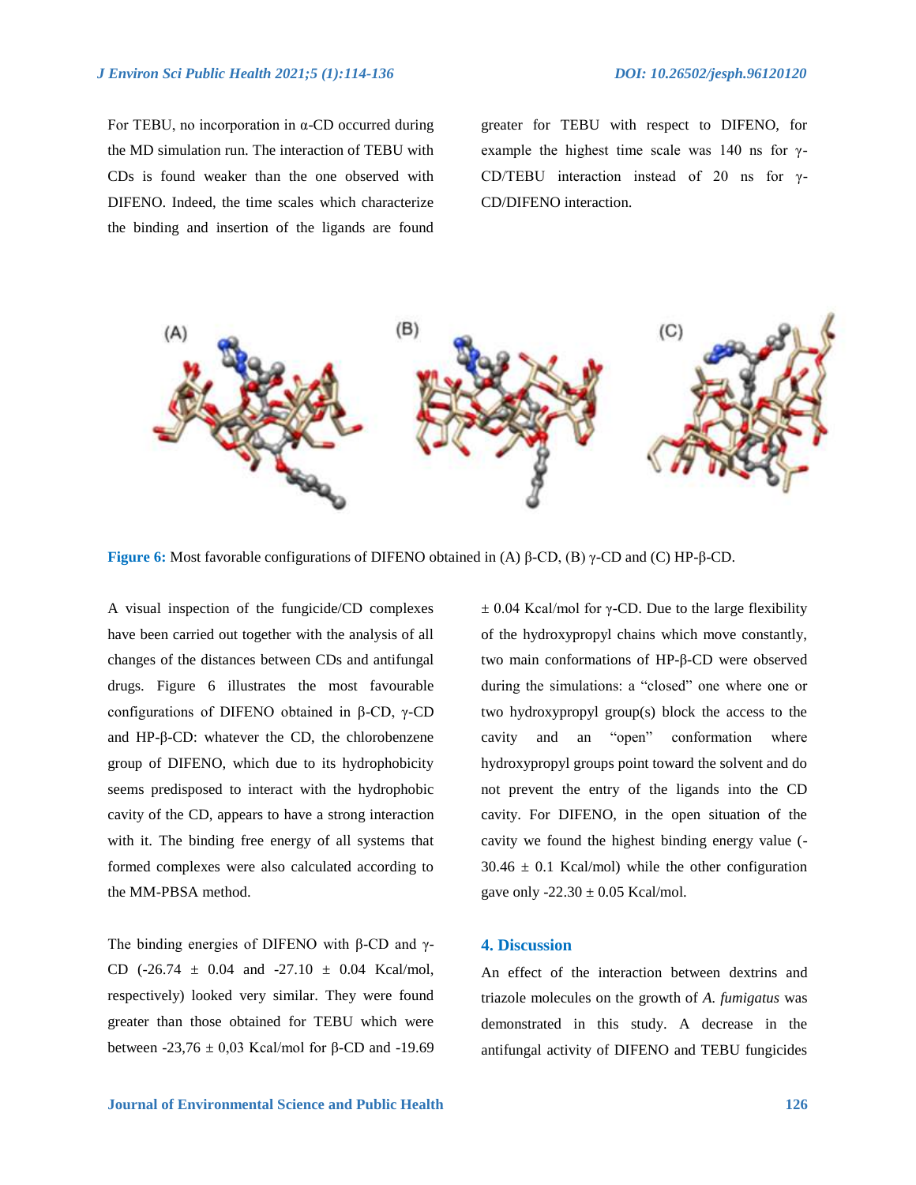For TEBU, no incorporation in α-CD occurred during the MD simulation run. The interaction of TEBU with CDs is found weaker than the one observed with DIFENO. Indeed, the time scales which characterize the binding and insertion of the ligands are found greater for TEBU with respect to DIFENO, for example the highest time scale was 140 ns for γ-CD/TEBU interaction instead of 20 ns for γ-CD/DIFENO interaction.

**Figure 6:** Most favorable configurations of DIFENO obtained in (A) β-CD, (B) γ-CD and (C) HP-β-CD.

A visual inspection of the fungicide/CD complexes have been carried out together with the analysis of all changes of the distances between CDs and antifungal drugs. Figure 6 illustrates the most favourable configurations of DIFENO obtained in β-CD, γ-CD and HP-β-CD: whatever the CD, the chlorobenzene group of DIFENO, which due to its hydrophobicity seems predisposed to interact with the hydrophobic cavity of the CD, appears to have a strong interaction with it. The binding free energy of all systems that formed complexes were also calculated according to the MM-PBSA method.

The binding energies of DIFENO with β-CD and γ-CD (-26.74 ± 0.04 and -27.10 ± 0.04 Kcal/mol, respectively) looked very similar. They were found greater than those obtained for TEBU which were between -23,76 ± 0,03 Kcal/mol for β-CD and -19.69 ± 0.04 Kcal/mol for γ-CD. Due to the large flexibility of the hydroxypropyl chains which move constantly, two main conformations of HP-β-CD were observed during the simulations: a "closed" one where one or two hydroxypropyl group(s) block the access to the cavity and an "open" conformation where hydroxypropyl groups point toward the solvent and do not prevent the entry of the ligands into the CD cavity. For DIFENO, in the open situation of the cavity we found the highest binding energy value (-30.46 ± 0.1 Kcal/mol) while the other configuration gave only -22.30 ± 0.05 Kcal/mol.

## 4. Discussion

An effect of the interaction between dextrins and triazole molecules on the growth of *A. fumigatus* was demonstrated in this study. A decrease in the antifungal activity of DIFENO and TEBU fungicides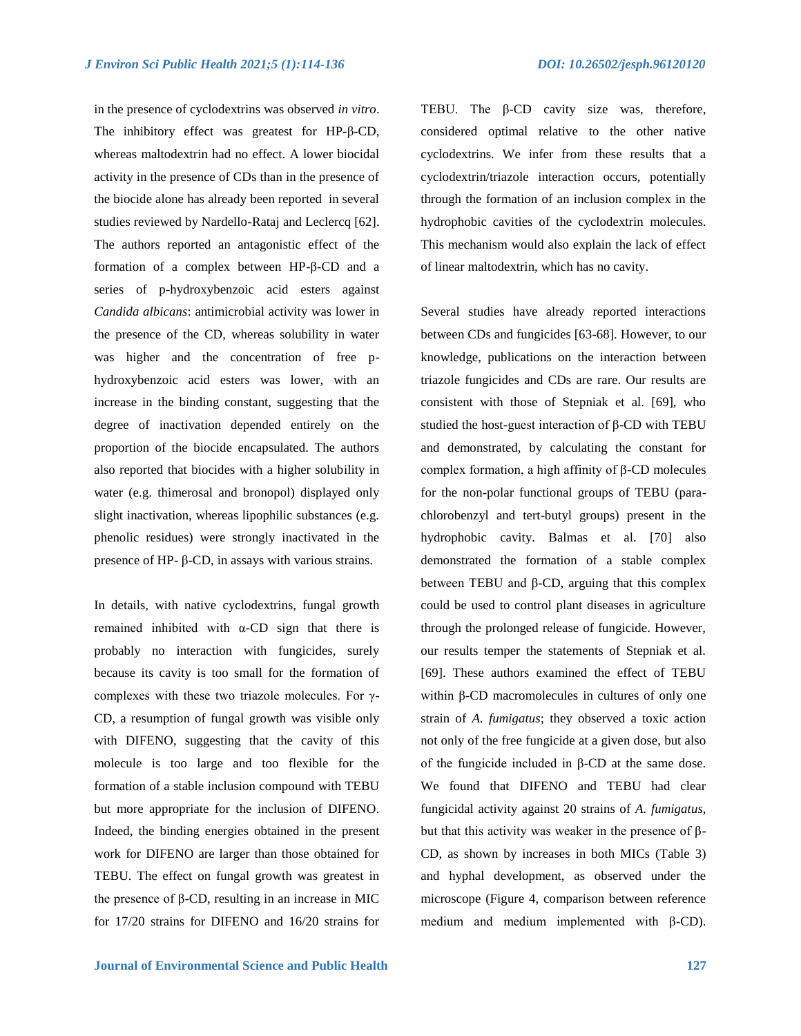in the presence of cyclodextrins was observed *in vitro*. The inhibitory effect was greatest for HP-β-CD, whereas maltodextrin had no effect. A lower biocidal activity in the presence of CDs than in the presence of the biocide alone has already been reported in several studies reviewed by Nardello-Rataj and Leclercq [62]. The authors reported an antagonistic effect of the formation of a complex between HP-β-CD and a series of p-hydroxybenzoic acid esters against *Candida albicans*: antimicrobial activity was lower in the presence of the CD, whereas solubility in water was higher and the concentration of free p-hydroxybenzoic acid esters was lower, with an increase in the binding constant, suggesting that the degree of inactivation depended entirely on the proportion of the biocide encapsulated. The authors also reported that biocides with a higher solubility in water (e.g. thimerosal and bronopol) displayed only slight inactivation, whereas lipophilic substances (e.g. phenolic residues) were strongly inactivated in the presence of HP- β-CD, in assays with various strains.

In details, with native cyclodextrins, fungal growth remained inhibited with α-CD sign that there is probably no interaction with fungicides, surely because its cavity is too small for the formation of complexes with these two triazole molecules. For γ-CD, a resumption of fungal growth was visible only with DIFENO, suggesting that the cavity of this molecule is too large and too flexible for the formation of a stable inclusion compound with TEBU but more appropriate for the inclusion of DIFENO. Indeed, the binding energies obtained in the present work for DIFENO are larger than those obtained for TEBU. The effect on fungal growth was greatest in the presence of β-CD, resulting in an increase in MIC for 17/20 strains for DIFENO and 16/20 strains for TEBU. The β-CD cavity size was, therefore, considered optimal relative to the other native cyclodextrins. We infer from these results that a cyclodextrin/triazole interaction occurs, potentially through the formation of an inclusion complex in the hydrophobic cavities of the cyclodextrin molecules. This mechanism would also explain the lack of effect of linear maltodextrin, which has no cavity.

Several studies have already reported interactions between CDs and fungicides [63-68]. However, to our knowledge, publications on the interaction between triazole fungicides and CDs are rare. Our results are consistent with those of Stepniak et al. [69], who studied the host-guest interaction of β-CD with TEBU and demonstrated, by calculating the constant for complex formation, a high affinity of β-CD molecules for the non-polar functional groups of TEBU (para-chlorobenzyl and tert-butyl groups) present in the hydrophobic cavity. Balmas et al. [70] also demonstrated the formation of a stable complex between TEBU and β-CD, arguing that this complex could be used to control plant diseases in agriculture through the prolonged release of fungicide. However, our results temper the statements of Stepniak et al. [69]. These authors examined the effect of TEBU within β-CD macromolecules in cultures of only one strain of *A. fumigatus*; they observed a toxic action not only of the free fungicide at a given dose, but also of the fungicide included in β-CD at the same dose. We found that DIFENO and TEBU had clear fungicidal activity against 20 strains of *A. fumigatus*, but that this activity was weaker in the presence of β-CD, as shown by increases in both MICs (Table 3) and hyphal development, as observed under the microscope (Figure 4, comparison between reference medium and medium implemented with β-CD).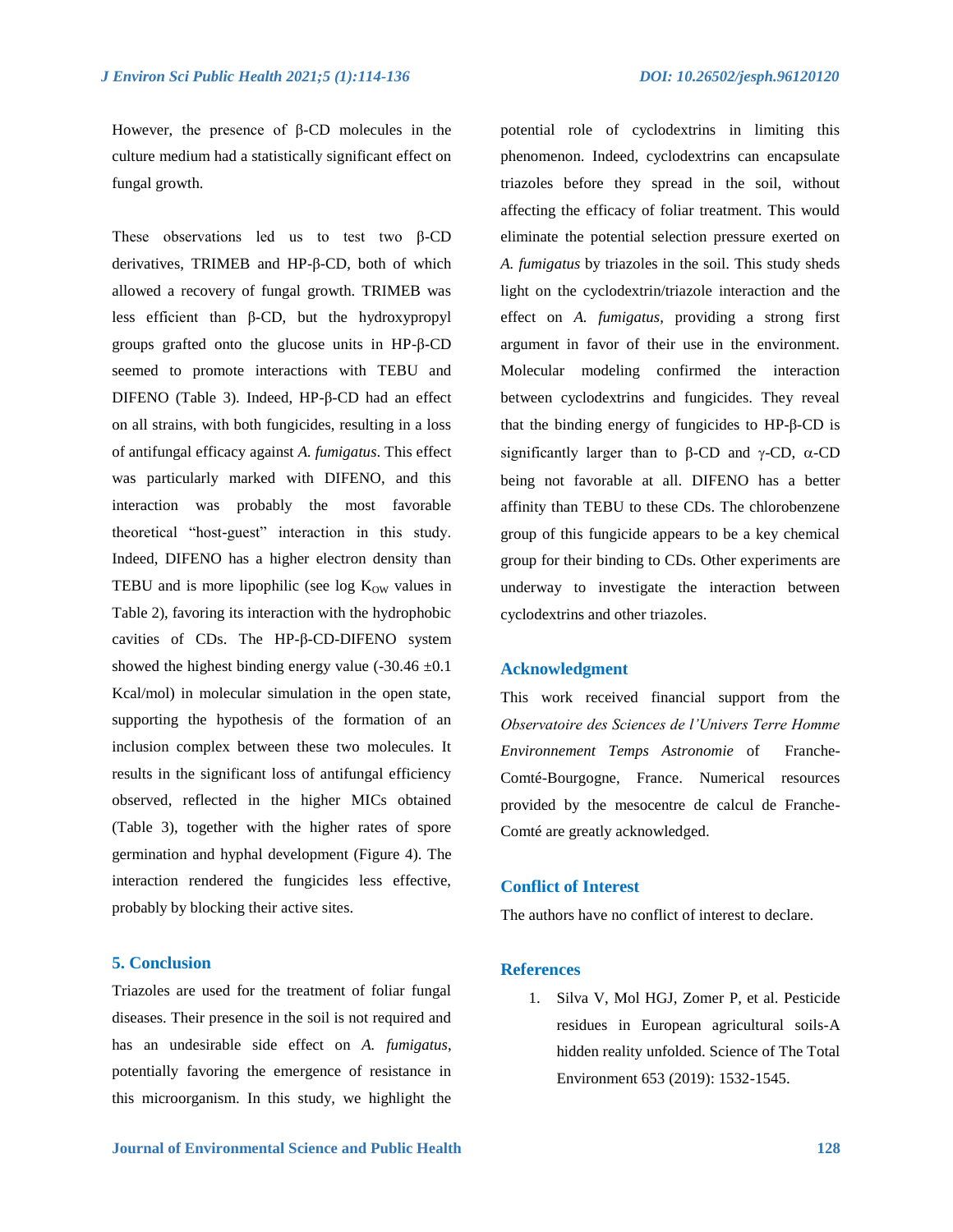However, the presence of β-CD molecules in the culture medium had a statistically significant effect on fungal growth.

These observations led us to test two β-CD derivatives, TRIMEB and HP-β-CD, both of which allowed a recovery of fungal growth. TRIMEB was less efficient than β-CD, but the hydroxypropyl groups grafted onto the glucose units in HP-β-CD seemed to promote interactions with TEBU and DIFENO (Table 3). Indeed, HP-β-CD had an effect on all strains, with both fungicides, resulting in a loss of antifungal efficacy against *A. fumigatus*. This effect was particularly marked with DIFENO, and this interaction was probably the most favorable theoretical "host-guest" interaction in this study. Indeed, DIFENO has a higher electron density than TEBU and is more lipophilic (see log $K_{OW}$ values in Table 2), favoring its interaction with the hydrophobic cavities of CDs. The HP-β-CD-DIFENO system showed the highest binding energy value (-30.46 ±0.1 Kcal/mol) in molecular simulation in the open state, supporting the hypothesis of the formation of an inclusion complex between these two molecules. It results in the significant loss of antifungal efficiency observed, reflected in the higher MICs obtained (Table 3), together with the higher rates of spore germination and hyphal development (Figure 4). The interaction rendered the fungicides less effective, probably by blocking their active sites.

## 5. Conclusion

Triazoles are used for the treatment of foliar fungal diseases. Their presence in the soil is not required and has an undesirable side effect on *A. fumigatus*, potentially favoring the emergence of resistance in this microorganism. In this study, we highlight the potential role of cyclodextrins in limiting this phenomenon. Indeed, cyclodextrins can encapsulate triazoles before they spread in the soil, without affecting the efficacy of foliar treatment. This would eliminate the potential selection pressure exerted on *A. fumigatus* by triazoles in the soil. This study sheds light on the cyclodextrin/triazole interaction and the effect on *A. fumigatus*, providing a strong first argument in favor of their use in the environment. Molecular modeling confirmed the interaction between cyclodextrins and fungicides. They reveal that the binding energy of fungicides to HP-β-CD is significantly larger than to β-CD and γ-CD, α-CD being not favorable at all. DIFENO has a better affinity than TEBU to these CDs. The chlorobenzene group of this fungicide appears to be a key chemical group for their binding to CDs. Other experiments are underway to investigate the interaction between cyclodextrins and other triazoles.

## Acknowledgment

This work received financial support from the *Observatoire des Sciences de l'Univers Terre Homme Environnement Temps Astronomie* of Franche-Comté-Bourgogne, France. Numerical resources provided by the mesocentre de calcul de Franche-Comté are greatly acknowledged.

## Conflict of Interest

The authors have no conflict of interest to declare.

## References

1. Silva V, Mol HGJ, Zomer P, et al. Pesticide residues in European agricultural soils-A hidden reality unfolded. Science of The Total Environment 653 (2019): 1532-1545.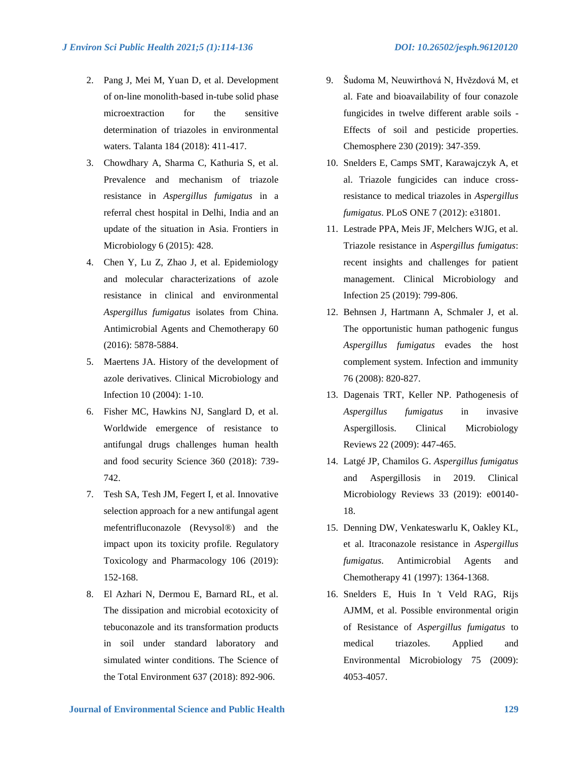2. Pang J, Mei M, Yuan D, et al. Development of on-line monolith-based in-tube solid phase microextraction for the sensitive determination of triazoles in environmental waters. Talanta 184 (2018): 411-417.
3. Chowdhary A, Sharma C, Kathuria S, et al. Prevalence and mechanism of triazole resistance in *Aspergillus fumigatus* in a referral chest hospital in Delhi, India and an update of the situation in Asia. Frontiers in Microbiology 6 (2015): 428.
4. Chen Y, Lu Z, Zhao J, et al. Epidemiology and molecular characterizations of azole resistance in clinical and environmental *Aspergillus fumigatus* isolates from China. Antimicrobial Agents and Chemotherapy 60 (2016): 5878-5884.
5. Maertens JA. History of the development of azole derivatives. Clinical Microbiology and Infection 10 (2004): 1-10.
6. Fisher MC, Hawkins NJ, Sanglard D, et al. Worldwide emergence of resistance to antifungal drugs challenges human health and food security Science 360 (2018): 739-742.
7. Tesh SA, Tesh JM, Fegert I, et al. Innovative selection approach for a new antifungal agent mefentrifluconazole (Revysol®) and the impact upon its toxicity profile. Regulatory Toxicology and Pharmacology 106 (2019): 152-168.
8. El Azhari N, Dermou E, Barnard RL, et al. The dissipation and microbial ecotoxicity of tebuconazole and its transformation products in soil under standard laboratory and simulated winter conditions. The Science of the Total Environment 637 (2018): 892-906.
9. Šudoma M, Neuwirthová N, Hvězdová M, et al. Fate and bioavailability of four conazole fungicides in twelve different arable soils - Effects of soil and pesticide properties. Chemosphere 230 (2019): 347-359.
10. Snelders E, Camps SMT, Karawajczyk A, et al. Triazole fungicides can induce cross-resistance to medical triazoles in *Aspergillus fumigatus*. PLoS ONE 7 (2012): e31801.
11. Lestrade PPA, Meis JF, Melchers WJG, et al. Triazole resistance in *Aspergillus fumigatus*: recent insights and challenges for patient management. Clinical Microbiology and Infection 25 (2019): 799-806.
12. Behnsen J, Hartmann A, Schmaler J, et al. The opportunistic human pathogenic fungus *Aspergillus fumigatus* evades the host complement system. Infection and immunity 76 (2008): 820-827.
13. Dagenais TRT, Keller NP. Pathogenesis of *Aspergillus fumigatus* in invasive Aspergillosis. Clinical Microbiology Reviews 22 (2009): 447-465.
14. Latgé JP, Chamilos G. *Aspergillus fumigatus* and Aspergillosis in 2019. Clinical Microbiology Reviews 33 (2019): e00140-18.
15. Denning DW, Venkateswarlu K, Oakley KL, et al. Itraconazole resistance in *Aspergillus fumigatus*. Antimicrobial Agents and Chemotherapy 41 (1997): 1364-1368.
16. Snelders E, Huis In 't Veld RAG, Rijs AJMM, et al. Possible environmental origin of Resistance of *Aspergillus fumigatus* to medical triazoles. Applied and Environmental Microbiology 75 (2009): 4053-4057.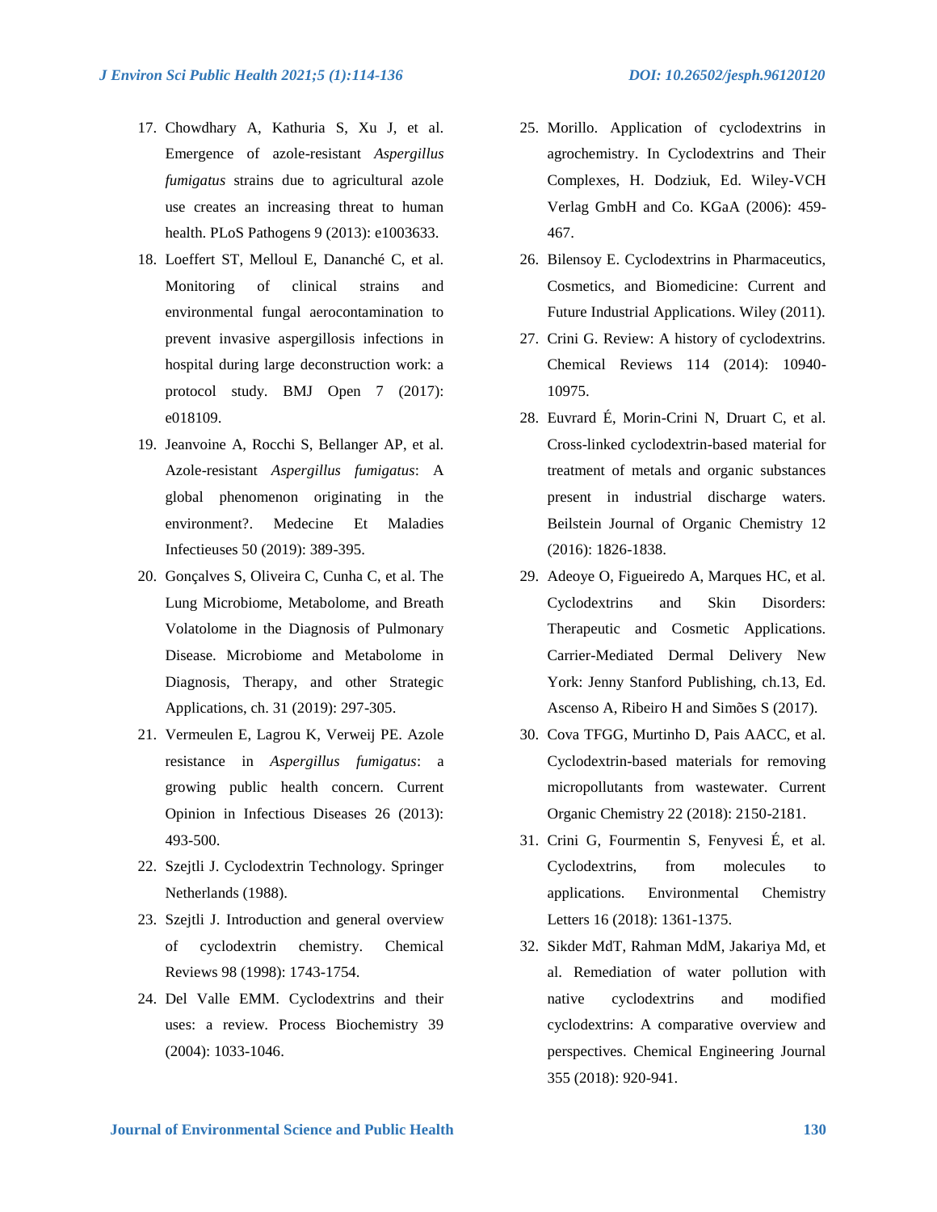17. Chowdhary A, Kathuria S, Xu J, et al. Emergence of azole-resistant *Aspergillus fumigatus* strains due to agricultural azole use creates an increasing threat to human health. PLoS Pathogens 9 (2013): e1003633.
18. Loeffert ST, Melloul E, Dananché C, et al. Monitoring of clinical strains and environmental fungal aerocontamination to prevent invasive aspergillosis infections in hospital during large deconstruction work: a protocol study. BMJ Open 7 (2017): e018109.
19. Jeanvoine A, Rocchi S, Bellanger AP, et al. Azole-resistant *Aspergillus fumigatus*: A global phenomenon originating in the environment?. Medecine Et Maladies Infectieuses 50 (2019): 389-395.
20. Gonçalves S, Oliveira C, Cunha C, et al. The Lung Microbiome, Metabolome, and Breath Volatolome in the Diagnosis of Pulmonary Disease. Microbiome and Metabolome in Diagnosis, Therapy, and other Strategic Applications, ch. 31 (2019): 297-305.
21. Vermeulen E, Lagrou K, Verweij PE. Azole resistance in *Aspergillus fumigatus*: a growing public health concern. Current Opinion in Infectious Diseases 26 (2013): 493-500.
22. Szejtli J. Cyclodextrin Technology. Springer Netherlands (1988).
23. Szejtli J. Introduction and general overview of cyclodextrin chemistry. Chemical Reviews 98 (1998): 1743-1754.
24. Del Valle EMM. Cyclodextrins and their uses: a review. Process Biochemistry 39 (2004): 1033-1046.
25. Morillo. Application of cyclodextrins in agrochemistry. In Cyclodextrins and Their Complexes, H. Dodziuk, Ed. Wiley-VCH Verlag GmbH and Co. KGaA (2006): 459-467.
26. Bilensoy E. Cyclodextrins in Pharmaceutics, Cosmetics, and Biomedicine: Current and Future Industrial Applications. Wiley (2011).
27. Crini G. Review: A history of cyclodextrins. Chemical Reviews 114 (2014): 10940-10975.
28. Euvrard É, Morin-Crini N, Druart C, et al. Cross-linked cyclodextrin-based material for treatment of metals and organic substances present in industrial discharge waters. Beilstein Journal of Organic Chemistry 12 (2016): 1826-1838.
29. Adeoye O, Figueiredo A, Marques HC, et al. Cyclodextrins and Skin Disorders: Therapeutic and Cosmetic Applications. Carrier-Mediated Dermal Delivery New York: Jenny Stanford Publishing, ch.13, Ed. Ascenso A, Ribeiro H and Simões S (2017).
30. Cova TFGG, Murtinho D, Pais AACC, et al. Cyclodextrin-based materials for removing micropollutants from wastewater. Current Organic Chemistry 22 (2018): 2150-2181.
31. Crini G, Fourmentin S, Fenyvesi É, et al. Cyclodextrins, from molecules to applications. Environmental Chemistry Letters 16 (2018): 1361-1375.
32. Sikder MdT, Rahman MdM, Jakariya Md, et al. Remediation of water pollution with native cyclodextrins and modified cyclodextrins: A comparative overview and perspectives. Chemical Engineering Journal 355 (2018): 920-941.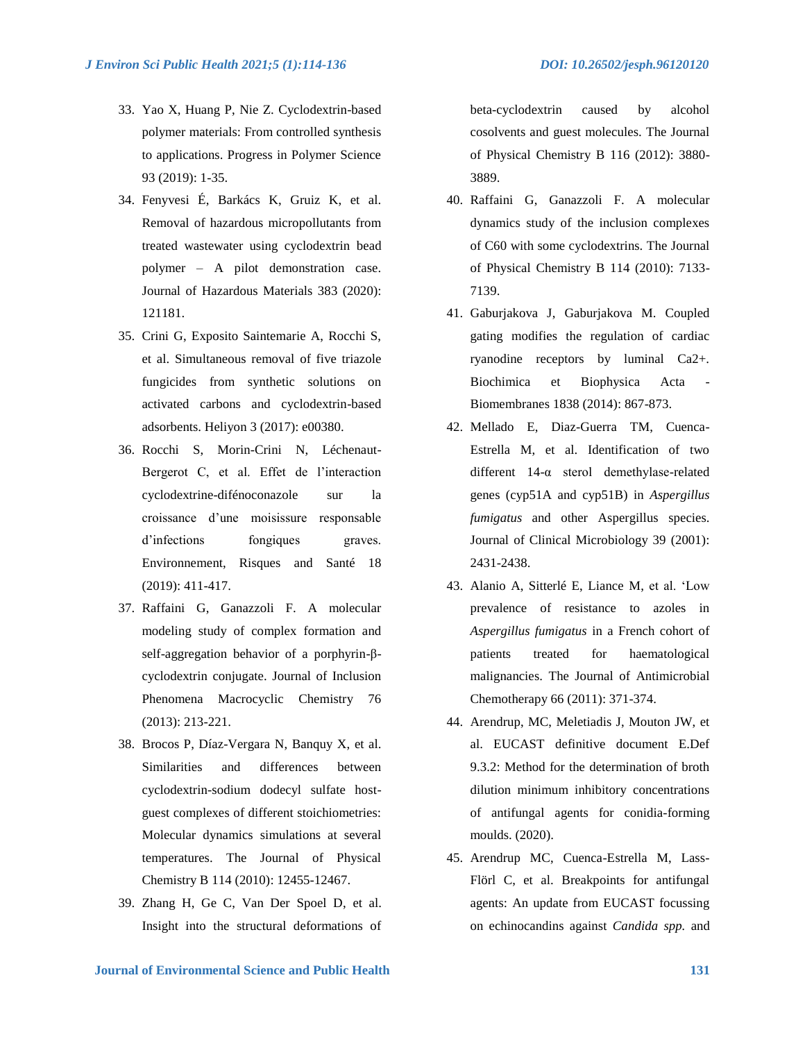33. Yao X, Huang P, Nie Z. Cyclodextrin-based polymer materials: From controlled synthesis to applications. Progress in Polymer Science 93 (2019): 1-35.
34. Fenyvesi É, Barkács K, Gruiz K, et al. Removal of hazardous micropollutants from treated wastewater using cyclodextrin bead polymer – A pilot demonstration case. Journal of Hazardous Materials 383 (2020): 121181.
35. Crini G, Exposito Saintemarie A, Rocchi S, et al. Simultaneous removal of five triazole fungicides from synthetic solutions on activated carbons and cyclodextrin-based adsorbents. Heliyon 3 (2017): e00380.
36. Rocchi S, Morin-Crini N, Léchenaut-Bergerot C, et al. Effet de l'interaction cyclodextrine-difénoconazole sur la croissance d'une moisissure responsable d'infections fongiques graves. Environnement, Risques and Santé 18 (2019): 411-417.
37. Raffaini G, Ganazzoli F. A molecular modeling study of complex formation and self-aggregation behavior of a porphyrin-β-cyclodextrin conjugate. Journal of Inclusion Phenomena Macrocyclic Chemistry 76 (2013): 213-221.
38. Brocos P, Díaz-Vergara N, Banquy X, et al. Similarities and differences between cyclodextrin-sodium dodecyl sulfate host-guest complexes of different stoichiometries: Molecular dynamics simulations at several temperatures. The Journal of Physical Chemistry B 114 (2010): 12455-12467.
39. Zhang H, Ge C, Van Der Spoel D, et al. Insight into the structural deformations of beta-cyclodextrin caused by alcohol cosolvents and guest molecules. The Journal of Physical Chemistry B 116 (2012): 3880-3889.
40. Raffaini G, Ganazzoli F. A molecular dynamics study of the inclusion complexes of C60 with some cyclodextrins. The Journal of Physical Chemistry B 114 (2010): 7133-7139.
41. Gaburjakova J, Gaburjakova M. Coupled gating modifies the regulation of cardiac ryanodine receptors by luminal Ca2+. Biochimica et Biophysica Acta - Biomembranes 1838 (2014): 867-873.
42. Mellado E, Diaz-Guerra TM, Cuenca-Estrella M, et al. Identification of two different 14-α sterol demethylase-related genes (cyp51A and cyp51B) in *Aspergillus fumigatus* and other Aspergillus species. Journal of Clinical Microbiology 39 (2001): 2431-2438.
43. Alanio A, Sitterlé E, Liance M, et al. 'Low prevalence of resistance to azoles in *Aspergillus fumigatus* in a French cohort of patients treated for haematological malignancies. The Journal of Antimicrobial Chemotherapy 66 (2011): 371-374.
44. Arendrup, MC, Meletiadis J, Mouton JW, et al. EUCAST definitive document E.Def 9.3.2: Method for the determination of broth dilution minimum inhibitory concentrations of antifungal agents for conidia-forming moulds. (2020).
45. Arendrup MC, Cuenca-Estrella M, Lass-Flörl C, et al. Breakpoints for antifungal agents: An update from EUCAST focussing on echinocandins against *Candida spp.* and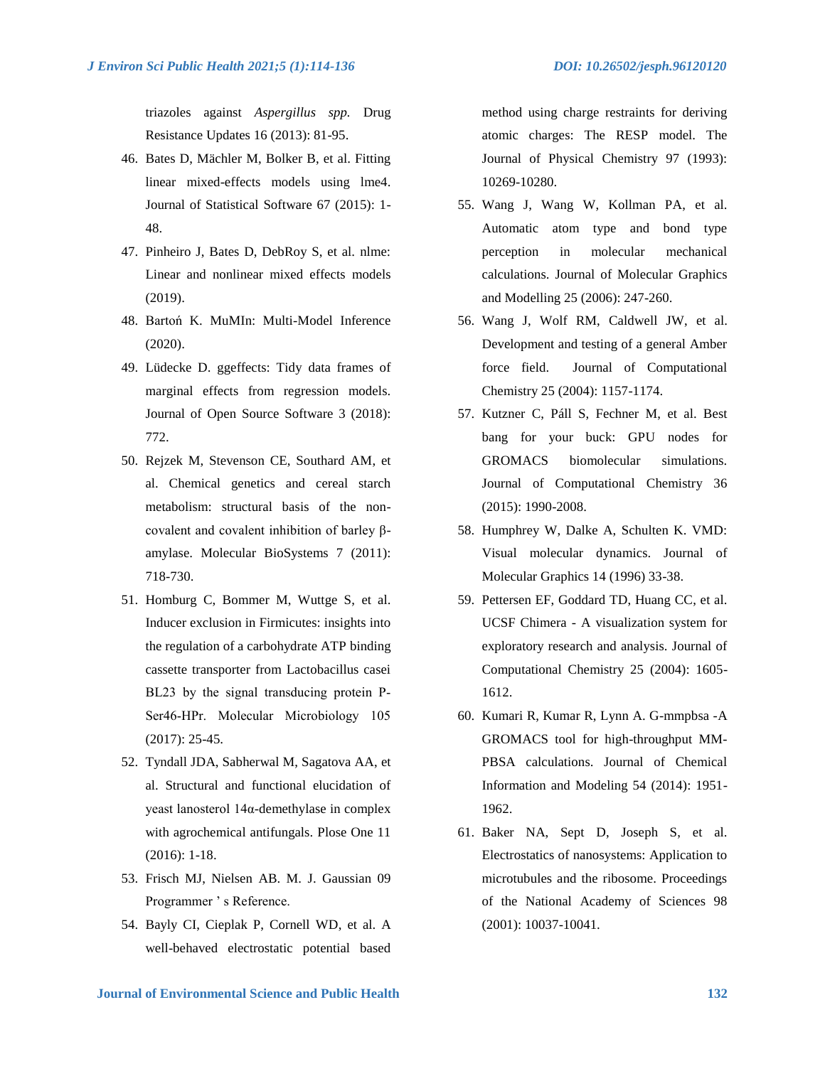triazoles against *Aspergillus spp.* Drug Resistance Updates 16 (2013): 81-95.

46. Bates D, Mächler M, Bolker B, et al. Fitting linear mixed-effects models using lme4. Journal of Statistical Software 67 (2015): 1-48.
47. Pinheiro J, Bates D, DebRoy S, et al. nlme: Linear and nonlinear mixed effects models (2019).
48. Bartoń K. MuMIn: Multi-Model Inference (2020).
49. Lüdecke D. ggeffects: Tidy data frames of marginal effects from regression models. Journal of Open Source Software 3 (2018): 772.
50. Rejzek M, Stevenson CE, Southard AM, et al. Chemical genetics and cereal starch metabolism: structural basis of the non-covalent and covalent inhibition of barley β-amylase. Molecular BioSystems 7 (2011): 718-730.
51. Homburg C, Bommer M, Wuttge S, et al. Inducer exclusion in Firmicutes: insights into the regulation of a carbohydrate ATP binding cassette transporter from Lactobacillus casei BL23 by the signal transducing protein P-Ser46-HPr. Molecular Microbiology 105 (2017): 25-45.
52. Tyndall JDA, Sabherwal M, Sagatova AA, et al. Structural and functional elucidation of yeast lanosterol 14α-demethylase in complex with agrochemical antifungals. Plose One 11 (2016): 1-18.
53. Frisch MJ, Nielsen AB. M. J. Gaussian 09 Programmer ' s Reference.
54. Bayly CI, Cieplak P, Cornell WD, et al. A well-behaved electrostatic potential based method using charge restraints for deriving atomic charges: The RESP model. The Journal of Physical Chemistry 97 (1993): 10269-10280.
55. Wang J, Wang W, Kollman PA, et al. Automatic atom type and bond type perception in molecular mechanical calculations. Journal of Molecular Graphics and Modelling 25 (2006): 247-260.
56. Wang J, Wolf RM, Caldwell JW, et al. Development and testing of a general Amber force field. Journal of Computational Chemistry 25 (2004): 1157-1174.
57. Kutzner C, Páll S, Fechner M, et al. Best bang for your buck: GPU nodes for GROMACS biomolecular simulations. Journal of Computational Chemistry 36 (2015): 1990-2008.
58. Humphrey W, Dalke A, Schulten K. VMD: Visual molecular dynamics. Journal of Molecular Graphics 14 (1996) 33-38.
59. Pettersen EF, Goddard TD, Huang CC, et al. UCSF Chimera - A visualization system for exploratory research and analysis. Journal of Computational Chemistry 25 (2004): 1605-1612.
60. Kumari R, Kumar R, Lynn A. G-mmpbsa -A GROMACS tool for high-throughput MM-PBSA calculations. Journal of Chemical Information and Modeling 54 (2014): 1951-1962.
61. Baker NA, Sept D, Joseph S, et al. Electrostatics of nanosystems: Application to microtubules and the ribosome. Proceedings of the National Academy of Sciences 98 (2001): 10037-10041.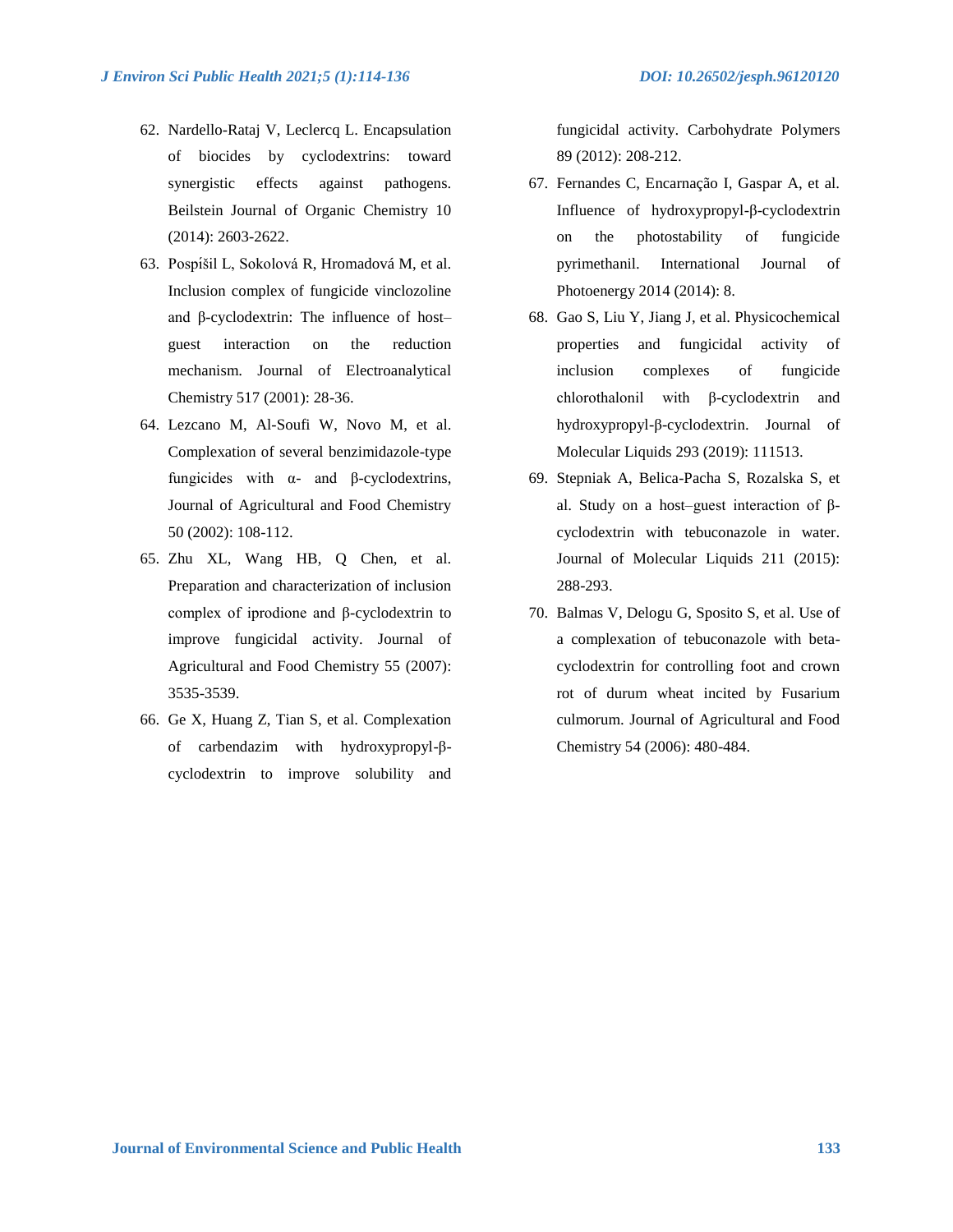62. Nardello-Rataj V, Leclercq L. Encapsulation of biocides by cyclodextrins: toward synergistic effects against pathogens. Beilstein Journal of Organic Chemistry 10 (2014): 2603-2622.
63. Pospíšil L, Sokolová R, Hromadová M, et al. Inclusion complex of fungicide vinclozoline and β-cyclodextrin: The influence of host–guest interaction on the reduction mechanism. Journal of Electroanalytical Chemistry 517 (2001): 28-36.
64. Lezcano M, Al-Soufi W, Novo M, et al. Complexation of several benzimidazole-type fungicides with α- and β-cyclodextrins, Journal of Agricultural and Food Chemistry 50 (2002): 108-112.
65. Zhu XL, Wang HB, Q Chen, et al. Preparation and characterization of inclusion complex of iprodione and β-cyclodextrin to improve fungicidal activity. Journal of Agricultural and Food Chemistry 55 (2007): 3535-3539.
66. Ge X, Huang Z, Tian S, et al. Complexation of carbendazim with hydroxypropyl-β-cyclodextrin to improve solubility and fungicidal activity. Carbohydrate Polymers 89 (2012): 208-212.
67. Fernandes C, Encarnação I, Gaspar A, et al. Influence of hydroxypropyl-β-cyclodextrin on the photostability of fungicide pyrimethanil. International Journal of Photoenergy 2014 (2014): 8.
68. Gao S, Liu Y, Jiang J, et al. Physicochemical properties and fungicidal activity of inclusion complexes of fungicide chlorothalonil with β-cyclodextrin and hydroxypropyl-β-cyclodextrin. Journal of Molecular Liquids 293 (2019): 111513.
69. Stepniak A, Belica-Pacha S, Rozalska S, et al. Study on a host–guest interaction of β-cyclodextrin with tebuconazole in water. Journal of Molecular Liquids 211 (2015): 288-293.
70. Balmas V, Delogu G, Sposito S, et al. Use of a complexation of tebuconazole with beta-cyclodextrin for controlling foot and crown rot of durum wheat incited by Fusarium culmorum. Journal of Agricultural and Food Chemistry 54 (2006): 480-484.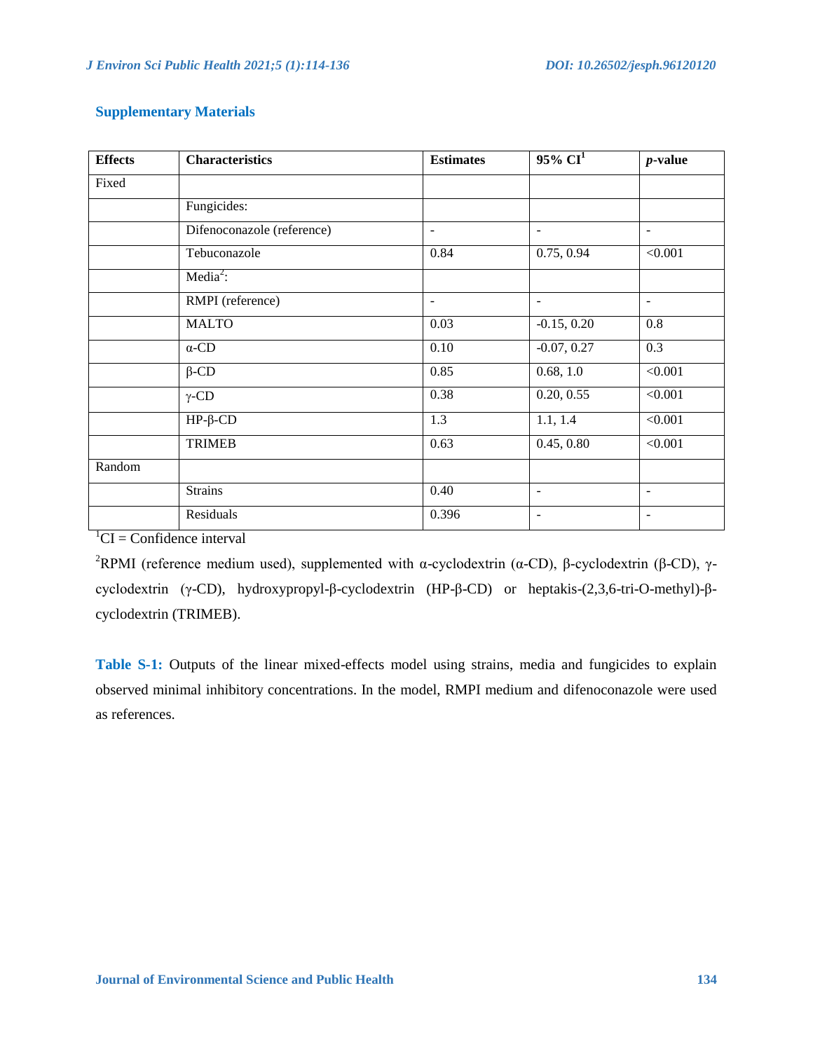## Supplementary Materials

| Effects | Characteristics | Estimates | 95% CI[1] | *p*-value |
|---|---|---|---|---|
| Fixed | | | | |
| | Fungicides: | | | |
| | Difenoconazole (reference) | - | - | - |
| | Tebuconazole | 0.84 | 0.75, 0.94 | <0.001 |
| | Media[2]: | | | |
| | RMPI (reference) | - | - | - |
| | MALTO | 0.03 | -0.15, 0.20 | 0.8 |
| | α-CD | 0.10 | -0.07, 0.27 | 0.3 |
| | β-CD | 0.85 | 0.68, 1.0 | <0.001 |
| | γ-CD | 0.38 | 0.20, 0.55 | <0.001 |
| | HP-β-CD | 1.3 | 1.1, 1.4 | <0.001 |
| | TRIMEB | 0.63 | 0.45, 0.80 | <0.001 |
| Random | | | | |
| | Strains | 0.40 | - | - |
| | Residuals | 0.396 | - | - |

[1]CI = Confidence interval

[2]RPMI (reference medium used), supplemented with α-cyclodextrin (α-CD), β-cyclodextrin (β-CD), γ-cyclodextrin (γ-CD), hydroxypropyl-β-cyclodextrin (HP-β-CD) or heptakis-(2,3,6-tri-O-methyl)-β-cyclodextrin (TRIMEB).

**Table S-1:** Outputs of the linear mixed-effects model using strains, media and fungicides to explain observed minimal inhibitory concentrations. In the model, RMPI medium and difenoconazole were used as references.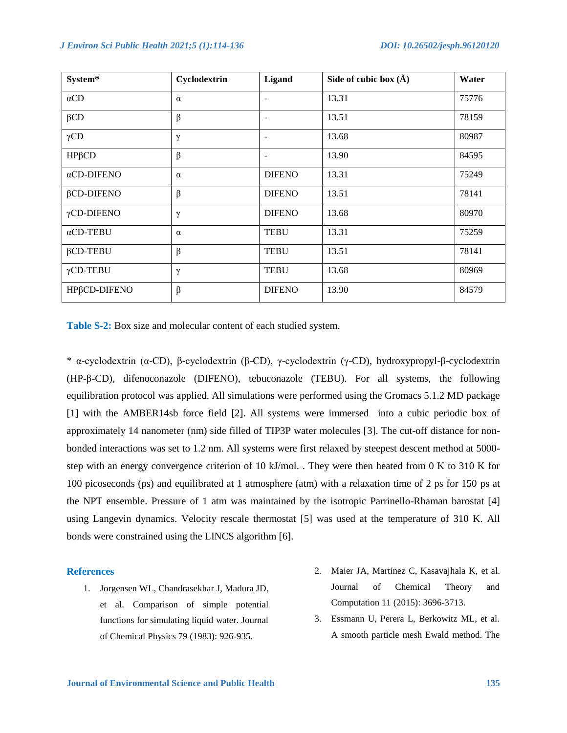| System* | Cyclodextrin | Ligand | Side of cubic box (Å) | Water |
|---|---|---|---|---|
| αCD | α | - | 13.31 | 75776 |
| βCD | β | - | 13.51 | 78159 |
| γCD | γ | - | 13.68 | 80987 |
| HPβCD | β | - | 13.90 | 84595 |
| αCD-DIFENO | α | DIFENO | 13.31 | 75249 |
| βCD-DIFENO | β | DIFENO | 13.51 | 78141 |
| γCD-DIFENO | γ | DIFENO | 13.68 | 80970 |
| αCD-TEBU | α | TEBU | 13.31 | 75259 |
| βCD-TEBU | β | TEBU | 13.51 | 78141 |
| γCD-TEBU | γ | TEBU | 13.68 | 80969 |
| HPβCD-DIFENO | β | DIFENO | 13.90 | 84579 |

**Table S-2:** Box size and molecular content of each studied system.

\* α-cyclodextrin (α-CD), β-cyclodextrin (β-CD), γ-cyclodextrin (γ-CD), hydroxypropyl-β-cyclodextrin (HP-β-CD), difenoconazole (DIFENO), tebuconazole (TEBU). For all systems, the following equilibration protocol was applied. All simulations were performed using the Gromacs 5.1.2 MD package [1] with the AMBER14sb force field [2]. All systems were immersed into a cubic periodic box of approximately 14 nanometer (nm) side filled of TIP3P water molecules [3]. The cut-off distance for non-bonded interactions was set to 1.2 nm. All systems were first relaxed by steepest descent method at 5000-step with an energy convergence criterion of 10 kJ/mol. . They were then heated from 0 K to 310 K for 100 picoseconds (ps) and equilibrated at 1 atmosphere (atm) with a relaxation time of 2 ps for 150 ps at the NPT ensemble. Pressure of 1 atm was maintained by the isotropic Parrinello-Rhaman barostat [4] using Langevin dynamics. Velocity rescale thermostat [5] was used at the temperature of 310 K. All bonds were constrained using the LINCS algorithm [6].

## References

1. Jorgensen WL, Chandrasekhar J, Madura JD, et al. Comparison of simple potential functions for simulating liquid water. Journal of Chemical Physics 79 (1983): 926-935.
2. Maier JA, Martinez C, Kasavajhala K, et al. Journal of Chemical Theory and Computation 11 (2015): 3696-3713.
3. Essmann U, Perera L, Berkowitz ML, et al. A smooth particle mesh Ewald method. The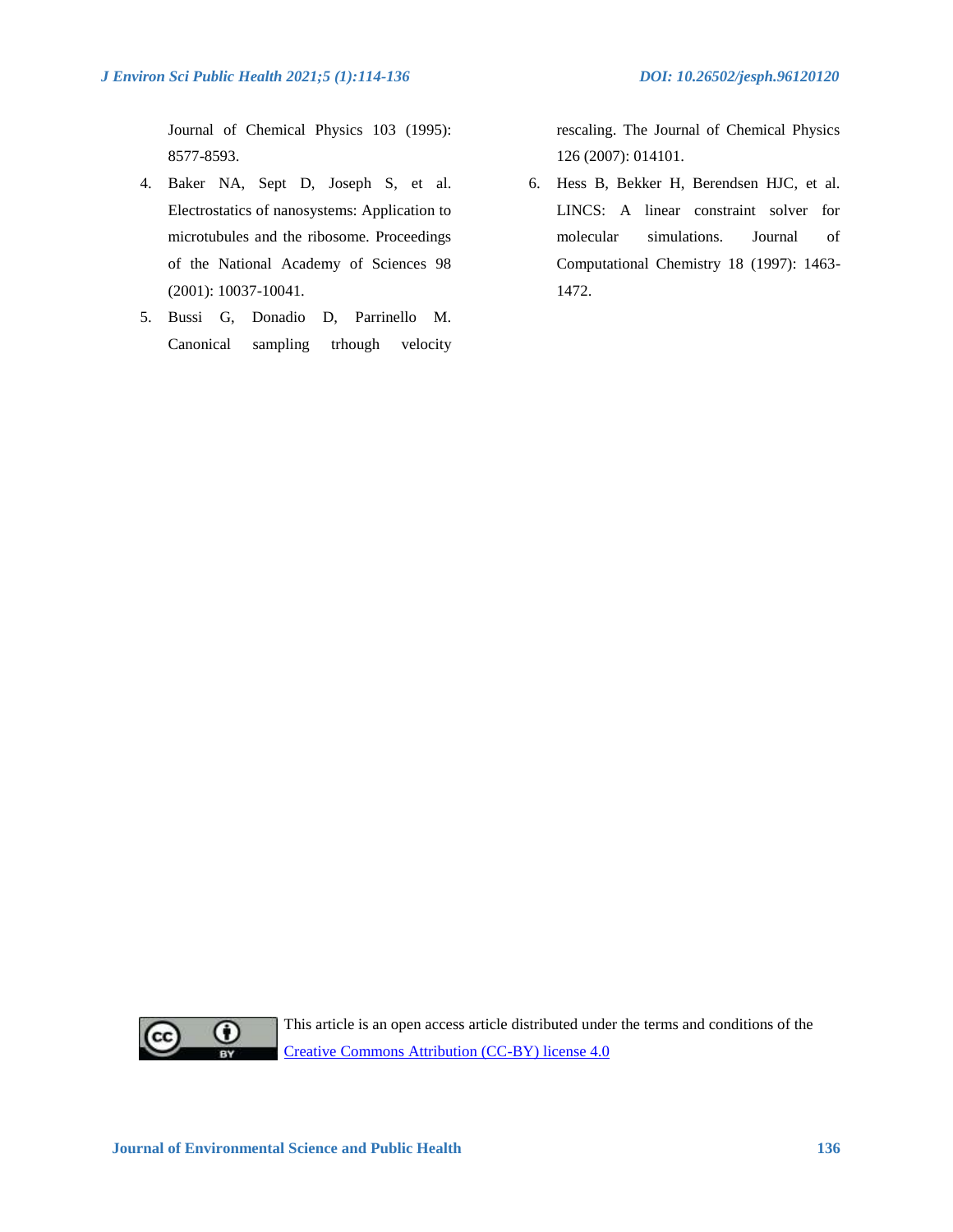Journal of Chemical Physics 103 (1995): 8577-8593.

4. Baker NA, Sept D, Joseph S, et al. Electrostatics of nanosystems: Application to microtubules and the ribosome. Proceedings of the National Academy of Sciences 98 (2001): 10037-10041.
5. Bussi G, Donadio D, Parrinello M. Canonical sampling trhough velocity rescaling. The Journal of Chemical Physics 126 (2007): 014101.
6. Hess B, Bekker H, Berendsen HJC, et al. LINCS: A linear constraint solver for molecular simulations. Journal of Computational Chemistry 18 (1997): 1463-1472.

This article is an open access article distributed under the terms and conditions of the [Creative Commons Attribution (CC-BY) license 4.0](https://creativecommons.org/licenses/by/4.0/)